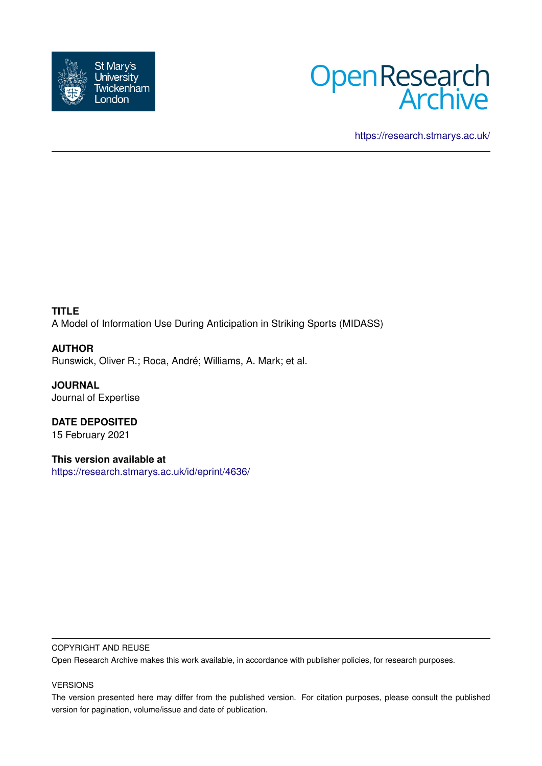https://research.stmarys.ac.uk/

**TITLE**

A Model of Information Use During Anticipation in Striking Sports (MIDASS)

**AUTHOR**

Runswick, Oliver R.; Roca, André; Williams, A. Mark; et al.

**JOURNAL**

Journal of Expertise

**DATE DEPOSITED**

15 February 2021

**This version available at**

https://research.stmarys.ac.uk/id/eprint/4636/

COPYRIGHT AND REUSE

Open Research Archive makes this work available, in accordance with publisher policies, for research purposes.

VERSIONS

The version presented here may differ from the published version. For citation purposes, please consult the published version for pagination, volume/issue and date of publication.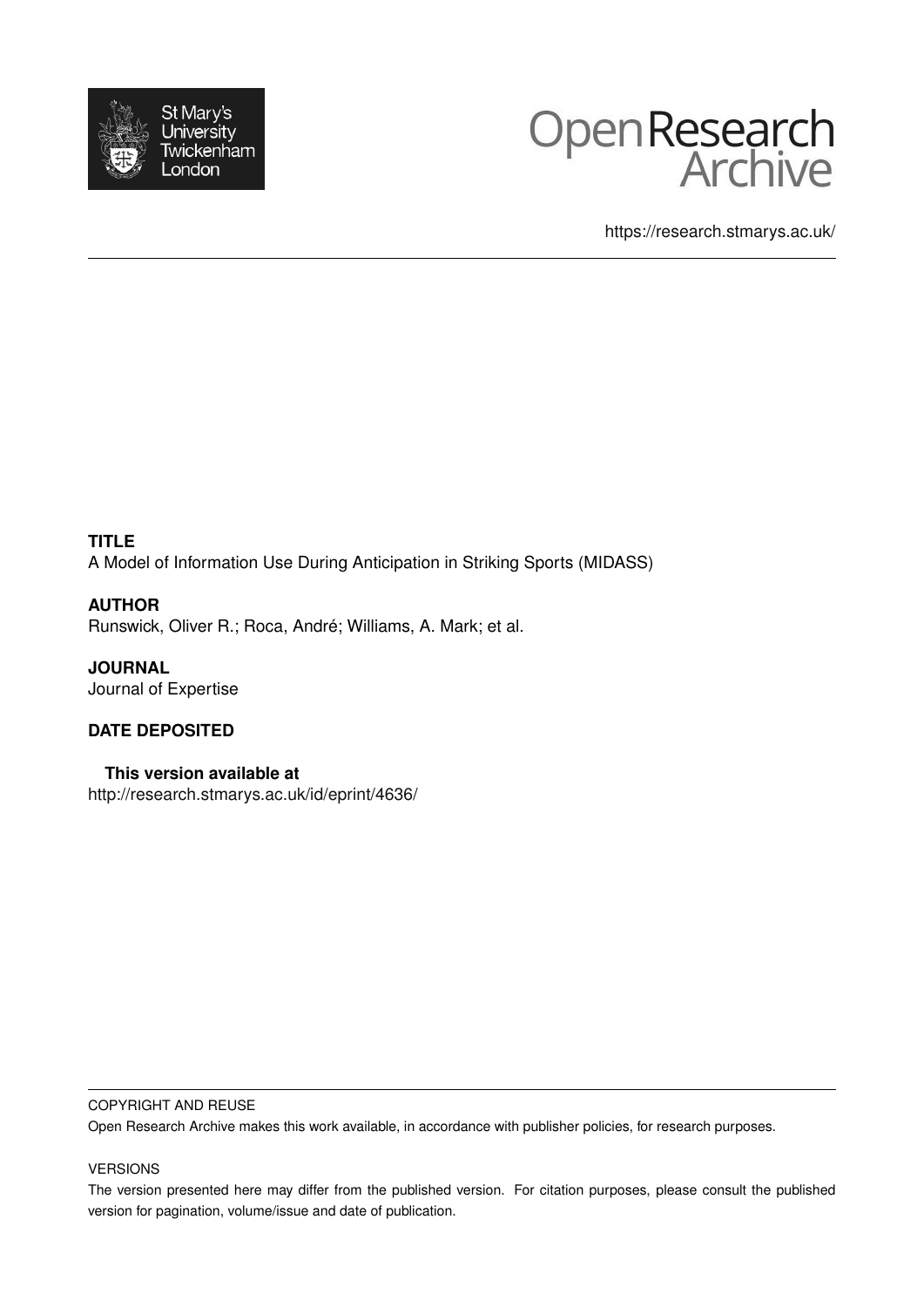https://research.stmarys.ac.uk/

**TITLE**

A Model of Information Use During Anticipation in Striking Sports (MIDASS)

**AUTHOR**

Runswick, Oliver R.; Roca, André; Williams, A. Mark; et al.

**JOURNAL**

Journal of Expertise

**DATE DEPOSITED**

**This version available at**

http://research.stmarys.ac.uk/id/eprint/4636/

COPYRIGHT AND REUSE

Open Research Archive makes this work available, in accordance with publisher policies, for research purposes.

VERSIONS

The version presented here may differ from the published version. For citation purposes, please consult the published version for pagination, volume/issue and date of publication.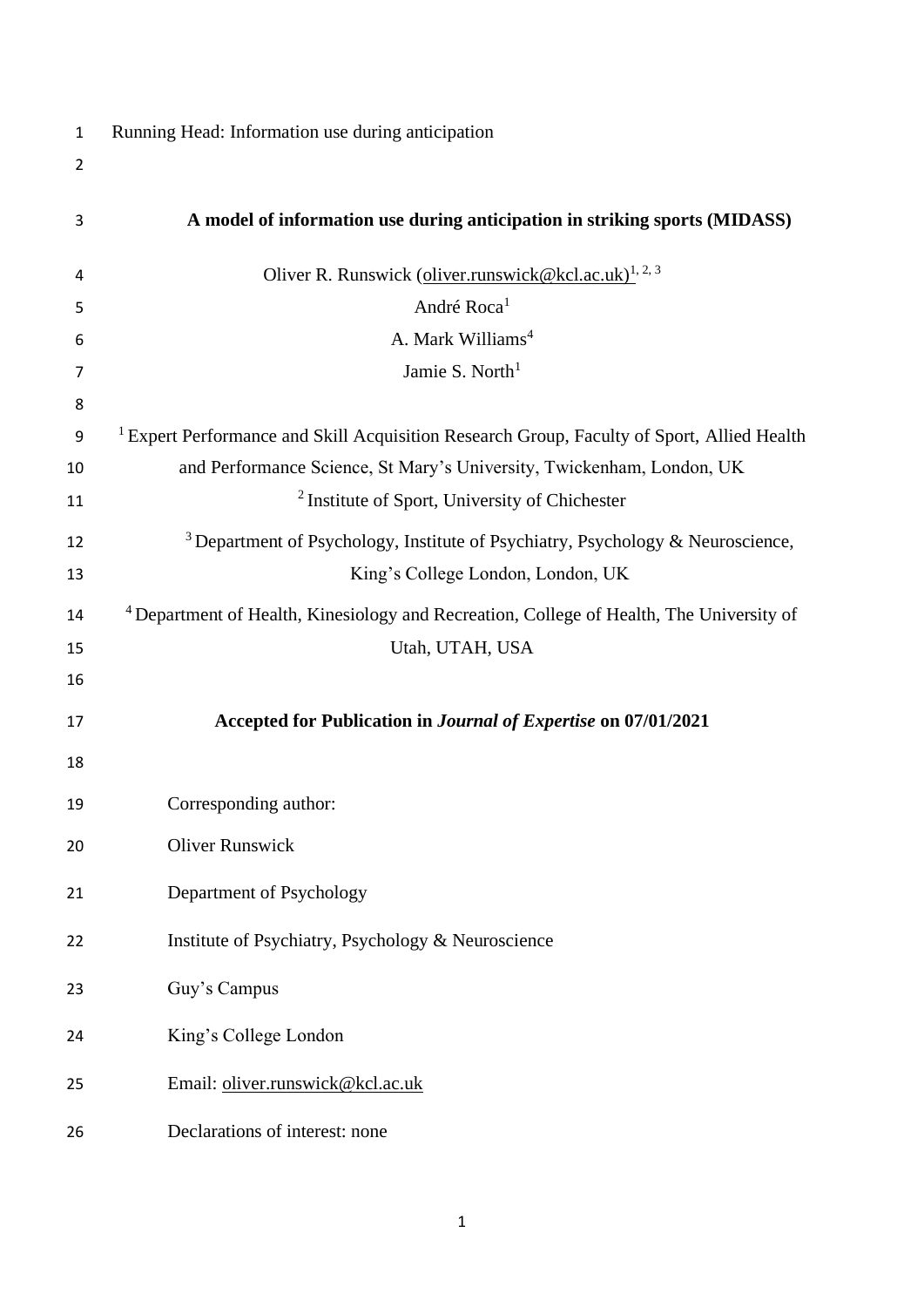Running Head: Information use during anticipation

# A model of information use during anticipation in striking sports (MIDASS)

Oliver R. Runswick (oliver.runswick@kcl.ac.uk)[1, 2, 3]

André Roca[1]

A. Mark Williams[4]

Jamie S. North[1]

[1] Expert Performance and Skill Acquisition Research Group, Faculty of Sport, Allied Health and Performance Science, St Mary's University, Twickenham, London, UK

[2] Institute of Sport, University of Chichester

[3] Department of Psychology, Institute of Psychiatry, Psychology & Neuroscience, King's College London, London, UK

[4] Department of Health, Kinesiology and Recreation, College of Health, The University of Utah, UTAH, USA

**Accepted for Publication in *Journal of Expertise* on 07/01/2021**

Corresponding author:

Oliver Runswick

Department of Psychology

Institute of Psychiatry, Psychology & Neuroscience

Guy's Campus

King's College London

Email: oliver.runswick@kcl.ac.uk

Declarations of interest: none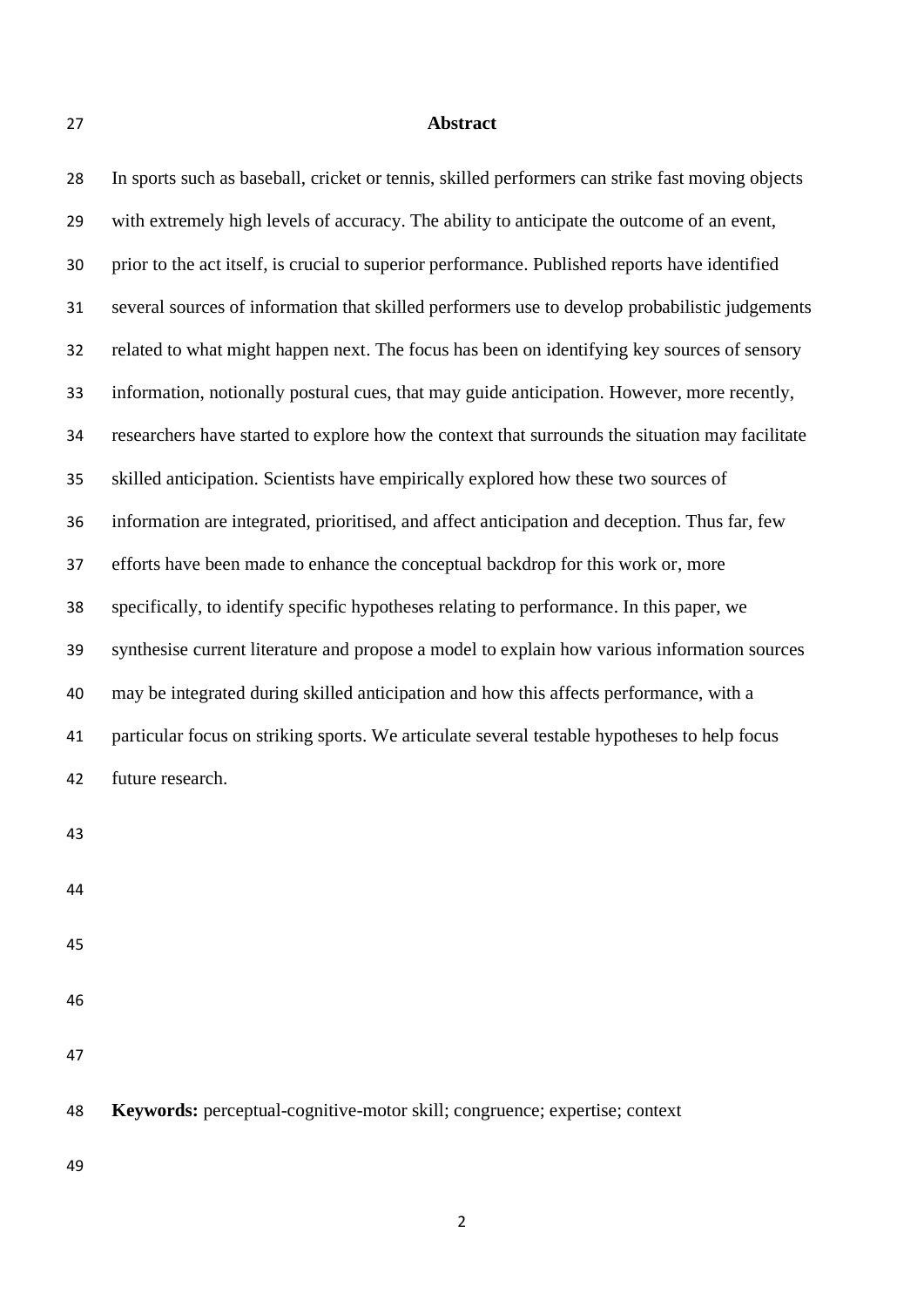## Abstract

In sports such as baseball, cricket or tennis, skilled performers can strike fast moving objects with extremely high levels of accuracy. The ability to anticipate the outcome of an event, prior to the act itself, is crucial to superior performance. Published reports have identified several sources of information that skilled performers use to develop probabilistic judgements related to what might happen next. The focus has been on identifying key sources of sensory information, notionally postural cues, that may guide anticipation. However, more recently, researchers have started to explore how the context that surrounds the situation may facilitate skilled anticipation. Scientists have empirically explored how these two sources of information are integrated, prioritised, and affect anticipation and deception. Thus far, few efforts have been made to enhance the conceptual backdrop for this work or, more specifically, to identify specific hypotheses relating to performance. In this paper, we synthesise current literature and propose a model to explain how various information sources may be integrated during skilled anticipation and how this affects performance, with a particular focus on striking sports. We articulate several testable hypotheses to help focus future research.

**Keywords:** perceptual-cognitive-motor skill; congruence; expertise; context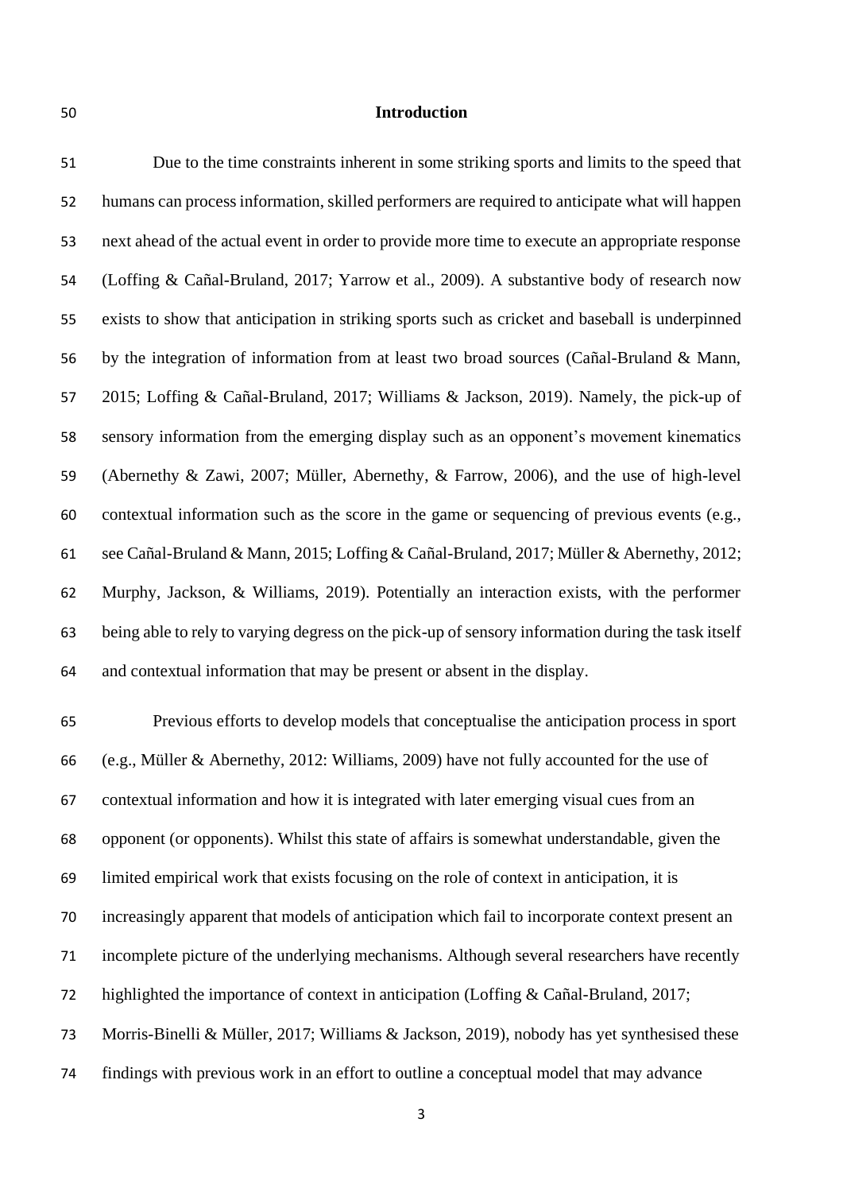## Introduction

Due to the time constraints inherent in some striking sports and limits to the speed that humans can process information, skilled performers are required to anticipate what will happen next ahead of the actual event in order to provide more time to execute an appropriate response (Loffing & Cañal-Bruland, 2017; Yarrow et al., 2009). A substantive body of research now exists to show that anticipation in striking sports such as cricket and baseball is underpinned by the integration of information from at least two broad sources (Cañal-Bruland & Mann, 2015; Loffing & Cañal-Bruland, 2017; Williams & Jackson, 2019). Namely, the pick-up of sensory information from the emerging display such as an opponent's movement kinematics (Abernethy & Zawi, 2007; Müller, Abernethy, & Farrow, 2006), and the use of high-level contextual information such as the score in the game or sequencing of previous events (e.g., see Cañal-Bruland & Mann, 2015; Loffing & Cañal-Bruland, 2017; Müller & Abernethy, 2012; Murphy, Jackson, & Williams, 2019). Potentially an interaction exists, with the performer being able to rely to varying degress on the pick-up of sensory information during the task itself and contextual information that may be present or absent in the display.

Previous efforts to develop models that conceptualise the anticipation process in sport (e.g., Müller & Abernethy, 2012: Williams, 2009) have not fully accounted for the use of contextual information and how it is integrated with later emerging visual cues from an opponent (or opponents). Whilst this state of affairs is somewhat understandable, given the limited empirical work that exists focusing on the role of context in anticipation, it is increasingly apparent that models of anticipation which fail to incorporate context present an incomplete picture of the underlying mechanisms. Although several researchers have recently highlighted the importance of context in anticipation (Loffing & Cañal-Bruland, 2017; Morris-Binelli & Müller, 2017; Williams & Jackson, 2019), nobody has yet synthesised these findings with previous work in an effort to outline a conceptual model that may advance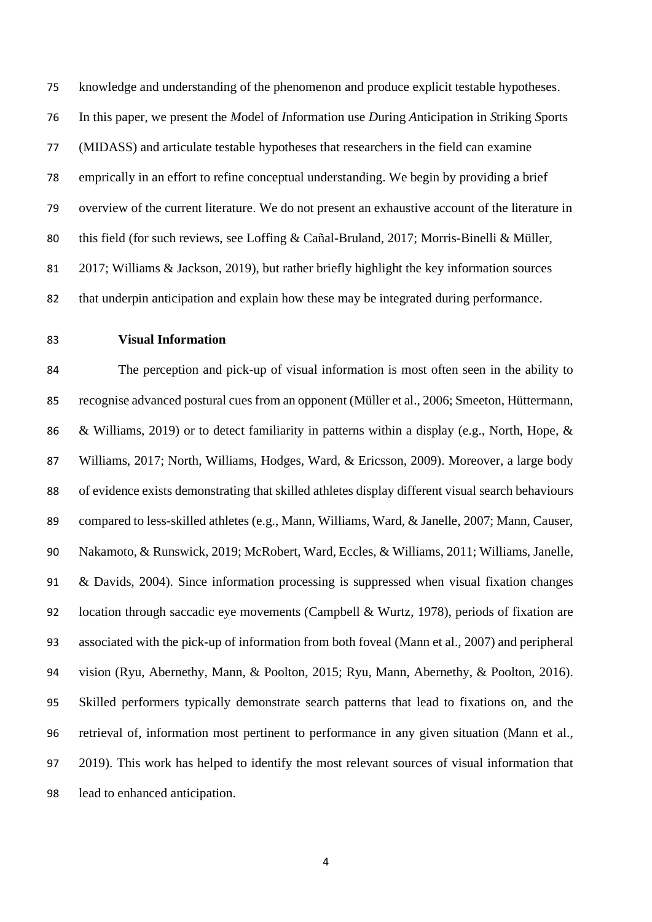knowledge and understanding of the phenomenon and produce explicit testable hypotheses. In this paper, we present the *M*odel of *I*nformation use *D*uring *A*nticipation in *S*triking *S*ports (MIDASS) and articulate testable hypotheses that researchers in the field can examine emprically in an effort to refine conceptual understanding. We begin by providing a brief overview of the current literature. We do not present an exhaustive account of the literature in this field (for such reviews, see Loffing & Cañal-Bruland, 2017; Morris-Binelli & Müller, 2017; Williams & Jackson, 2019), but rather briefly highlight the key information sources that underpin anticipation and explain how these may be integrated during performance.

## Visual Information

The perception and pick-up of visual information is most often seen in the ability to recognise advanced postural cues from an opponent (Müller et al., 2006; Smeeton, Hüttermann, & Williams, 2019) or to detect familiarity in patterns within a display (e.g., North, Hope, & Williams, 2017; North, Williams, Hodges, Ward, & Ericsson, 2009). Moreover, a large body of evidence exists demonstrating that skilled athletes display different visual search behaviours compared to less-skilled athletes (e.g., Mann, Williams, Ward, & Janelle, 2007; Mann, Causer, Nakamoto, & Runswick, 2019; McRobert, Ward, Eccles, & Williams, 2011; Williams, Janelle, & Davids, 2004). Since information processing is suppressed when visual fixation changes location through saccadic eye movements (Campbell & Wurtz, 1978), periods of fixation are associated with the pick-up of information from both foveal (Mann et al., 2007) and peripheral vision (Ryu, Abernethy, Mann, & Poolton, 2015; Ryu, Mann, Abernethy, & Poolton, 2016). Skilled performers typically demonstrate search patterns that lead to fixations on, and the retrieval of, information most pertinent to performance in any given situation (Mann et al., 2019). This work has helped to identify the most relevant sources of visual information that lead to enhanced anticipation.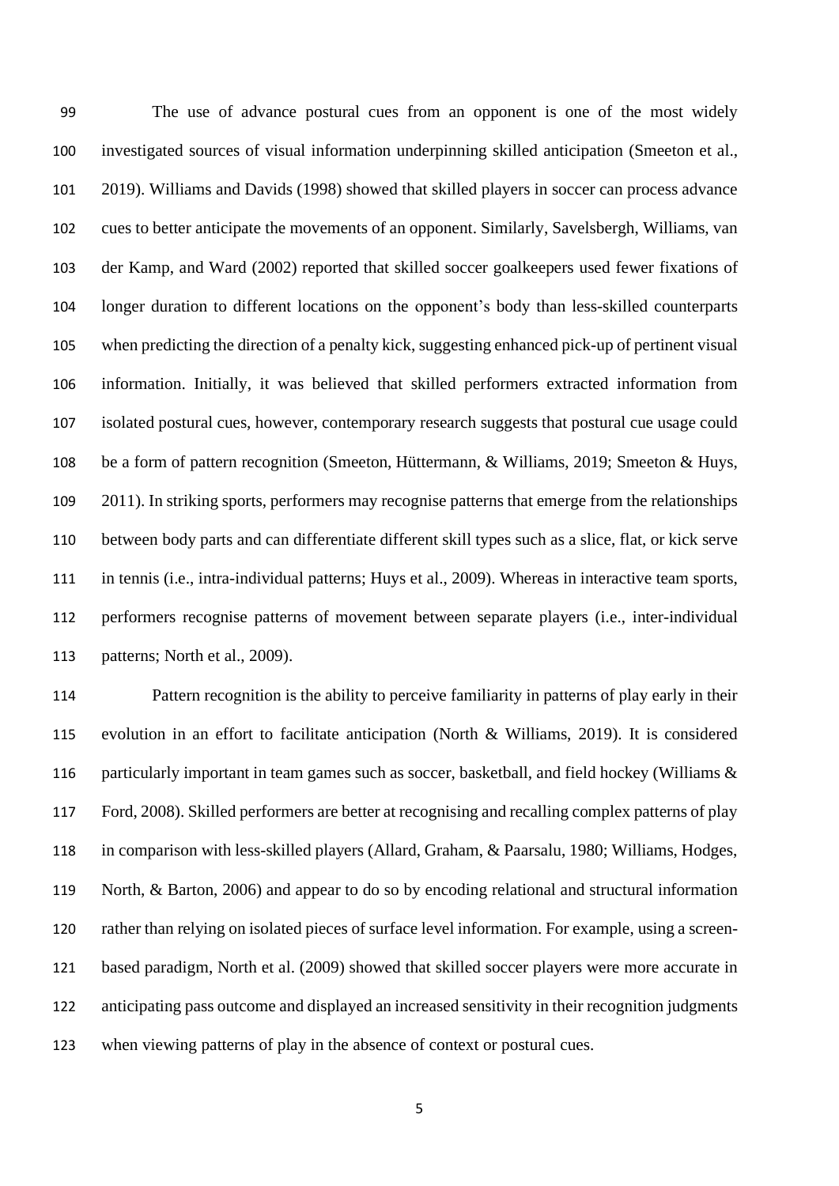The use of advance postural cues from an opponent is one of the most widely investigated sources of visual information underpinning skilled anticipation (Smeeton et al., 2019). Williams and Davids (1998) showed that skilled players in soccer can process advance cues to better anticipate the movements of an opponent. Similarly, Savelsbergh, Williams, van der Kamp, and Ward (2002) reported that skilled soccer goalkeepers used fewer fixations of longer duration to different locations on the opponent's body than less-skilled counterparts when predicting the direction of a penalty kick, suggesting enhanced pick-up of pertinent visual information. Initially, it was believed that skilled performers extracted information from isolated postural cues, however, contemporary research suggests that postural cue usage could be a form of pattern recognition (Smeeton, Hüttermann, & Williams, 2019; Smeeton & Huys, 2011). In striking sports, performers may recognise patterns that emerge from the relationships between body parts and can differentiate different skill types such as a slice, flat, or kick serve in tennis (i.e., intra-individual patterns; Huys et al., 2009). Whereas in interactive team sports, performers recognise patterns of movement between separate players (i.e., inter-individual patterns; North et al., 2009).

Pattern recognition is the ability to perceive familiarity in patterns of play early in their evolution in an effort to facilitate anticipation (North & Williams, 2019). It is considered particularly important in team games such as soccer, basketball, and field hockey (Williams & Ford, 2008). Skilled performers are better at recognising and recalling complex patterns of play in comparison with less-skilled players (Allard, Graham, & Paarsalu, 1980; Williams, Hodges, North, & Barton, 2006) and appear to do so by encoding relational and structural information rather than relying on isolated pieces of surface level information. For example, using a screen-based paradigm, North et al. (2009) showed that skilled soccer players were more accurate in anticipating pass outcome and displayed an increased sensitivity in their recognition judgments when viewing patterns of play in the absence of context or postural cues.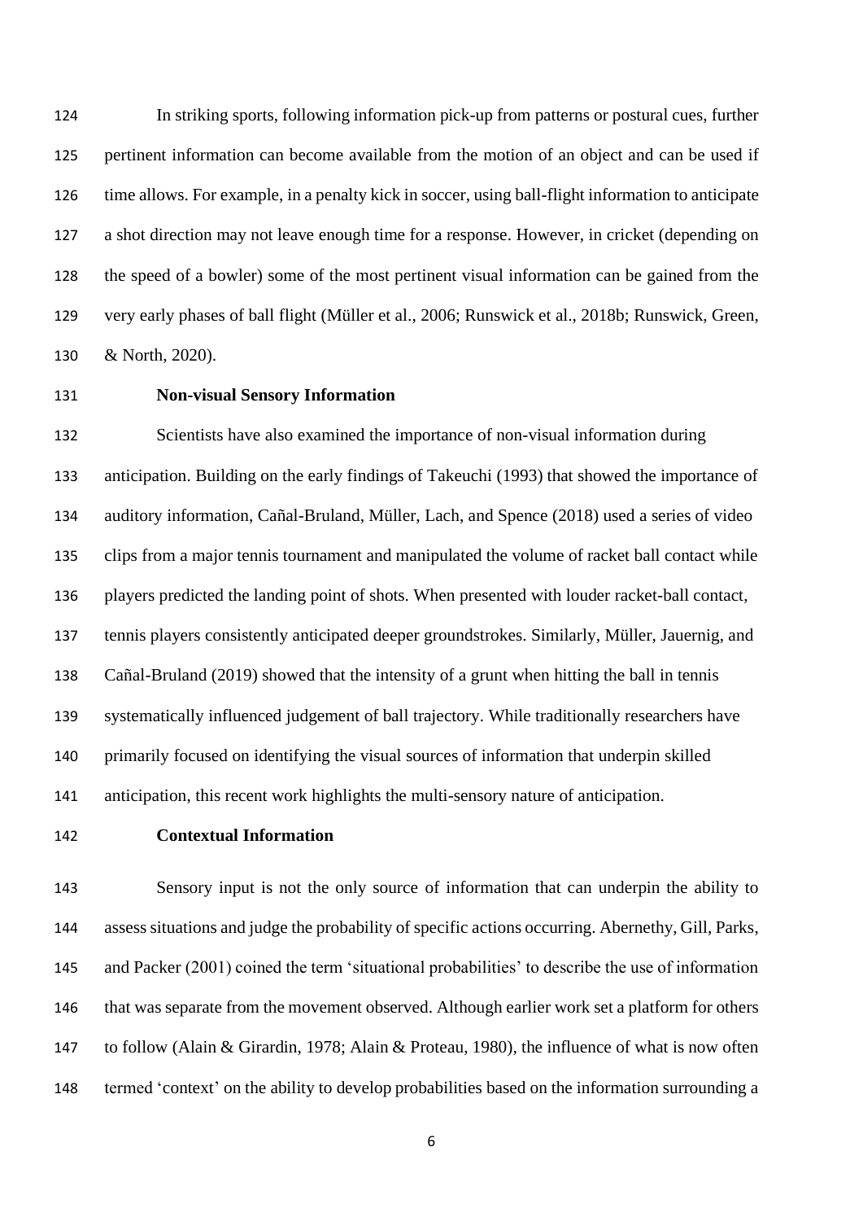In striking sports, following information pick-up from patterns or postural cues, further pertinent information can become available from the motion of an object and can be used if time allows. For example, in a penalty kick in soccer, using ball-flight information to anticipate a shot direction may not leave enough time for a response. However, in cricket (depending on the speed of a bowler) some of the most pertinent visual information can be gained from the very early phases of ball flight (Müller et al., 2006; Runswick et al., 2018b; Runswick, Green, & North, 2020).

### Non-visual Sensory Information

Scientists have also examined the importance of non-visual information during anticipation. Building on the early findings of Takeuchi (1993) that showed the importance of auditory information, Cañal-Bruland, Müller, Lach, and Spence (2018) used a series of video clips from a major tennis tournament and manipulated the volume of racket ball contact while players predicted the landing point of shots. When presented with louder racket-ball contact, tennis players consistently anticipated deeper groundstrokes. Similarly, Müller, Jauernig, and Cañal-Bruland (2019) showed that the intensity of a grunt when hitting the ball in tennis systematically influenced judgement of ball trajectory. While traditionally researchers have primarily focused on identifying the visual sources of information that underpin skilled anticipation, this recent work highlights the multi-sensory nature of anticipation.

### Contextual Information

Sensory input is not the only source of information that can underpin the ability to assess situations and judge the probability of specific actions occurring. Abernethy, Gill, Parks, and Packer (2001) coined the term 'situational probabilities' to describe the use of information that was separate from the movement observed. Although earlier work set a platform for others to follow (Alain & Girardin, 1978; Alain & Proteau, 1980), the influence of what is now often termed 'context' on the ability to develop probabilities based on the information surrounding a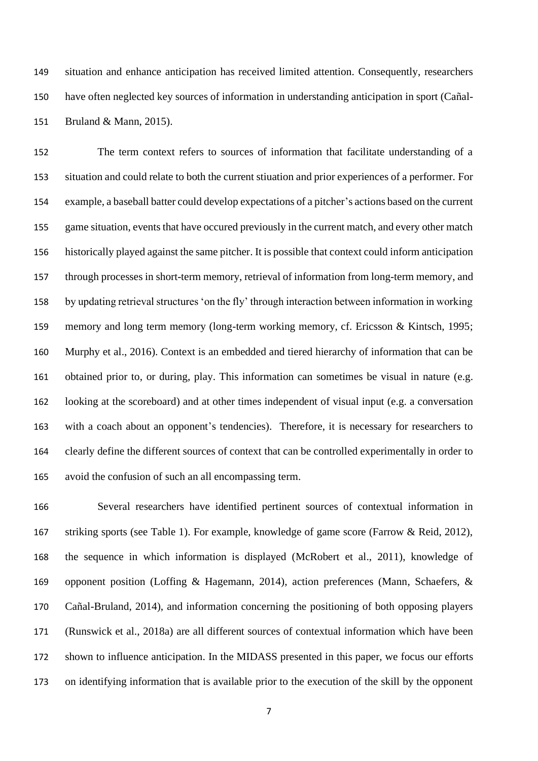situation and enhance anticipation has received limited attention. Consequently, researchers have often neglected key sources of information in understanding anticipation in sport (Cañal-Bruland & Mann, 2015).

The term context refers to sources of information that facilitate understanding of a situation and could relate to both the current stiuation and prior experiences of a performer. For example, a baseball batter could develop expectations of a pitcher's actions based on the current game situation, events that have occured previously in the current match, and every other match historically played against the same pitcher. It is possible that context could inform anticipation through processes in short-term memory, retrieval of information from long-term memory, and by updating retrieval structures 'on the fly' through interaction between information in working memory and long term memory (long-term working memory, cf. Ericsson & Kintsch, 1995; Murphy et al., 2016). Context is an embedded and tiered hierarchy of information that can be obtained prior to, or during, play. This information can sometimes be visual in nature (e.g. looking at the scoreboard) and at other times independent of visual input (e.g. a conversation with a coach about an opponent's tendencies). Therefore, it is necessary for researchers to clearly define the different sources of context that can be controlled experimentally in order to avoid the confusion of such an all encompassing term.

Several researchers have identified pertinent sources of contextual information in striking sports (see Table 1). For example, knowledge of game score (Farrow & Reid, 2012), the sequence in which information is displayed (McRobert et al., 2011), knowledge of opponent position (Loffing & Hagemann, 2014), action preferences (Mann, Schaefers, & Cañal-Bruland, 2014), and information concerning the positioning of both opposing players (Runswick et al., 2018a) are all different sources of contextual information which have been shown to influence anticipation. In the MIDASS presented in this paper, we focus our efforts on identifying information that is available prior to the execution of the skill by the opponent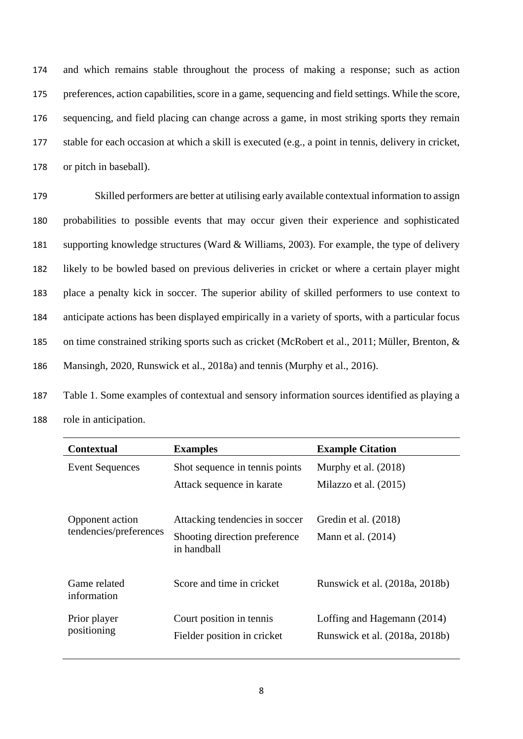and which remains stable throughout the process of making a response; such as action preferences, action capabilities, score in a game, sequencing and field settings. While the score, sequencing, and field placing can change across a game, in most striking sports they remain stable for each occasion at which a skill is executed (e.g., a point in tennis, delivery in cricket, or pitch in baseball).

Skilled performers are better at utilising early available contextual information to assign probabilities to possible events that may occur given their experience and sophisticated supporting knowledge structures (Ward & Williams, 2003). For example, the type of delivery likely to be bowled based on previous deliveries in cricket or where a certain player might place a penalty kick in soccer. The superior ability of skilled performers to use context to anticipate actions has been displayed empirically in a variety of sports, with a particular focus on time constrained striking sports such as cricket (McRobert et al., 2011; Müller, Brenton, & Mansingh, 2020, Runswick et al., 2018a) and tennis (Murphy et al., 2016).

Table 1. Some examples of contextual and sensory information sources identified as playing a role in anticipation.

| Contextual | Examples | Example Citation |
|---|---|---|
| Event Sequences | Shot sequence in tennis points | Murphy et al. (2018) |
| | Attack sequence in karate | Milazzo et al. (2015) |
| Opponent action tendencies/preferences | Attacking tendencies in soccer | Gredin et al. (2018) |
| | Shooting direction preference in handball | Mann et al. (2014) |
| Game related information | Score and time in cricket | Runswick et al. (2018a, 2018b) |
| Prior player positioning | Court position in tennis | Loffing and Hagemann (2014) |
| | Fielder position in cricket | Runswick et al. (2018a, 2018b) |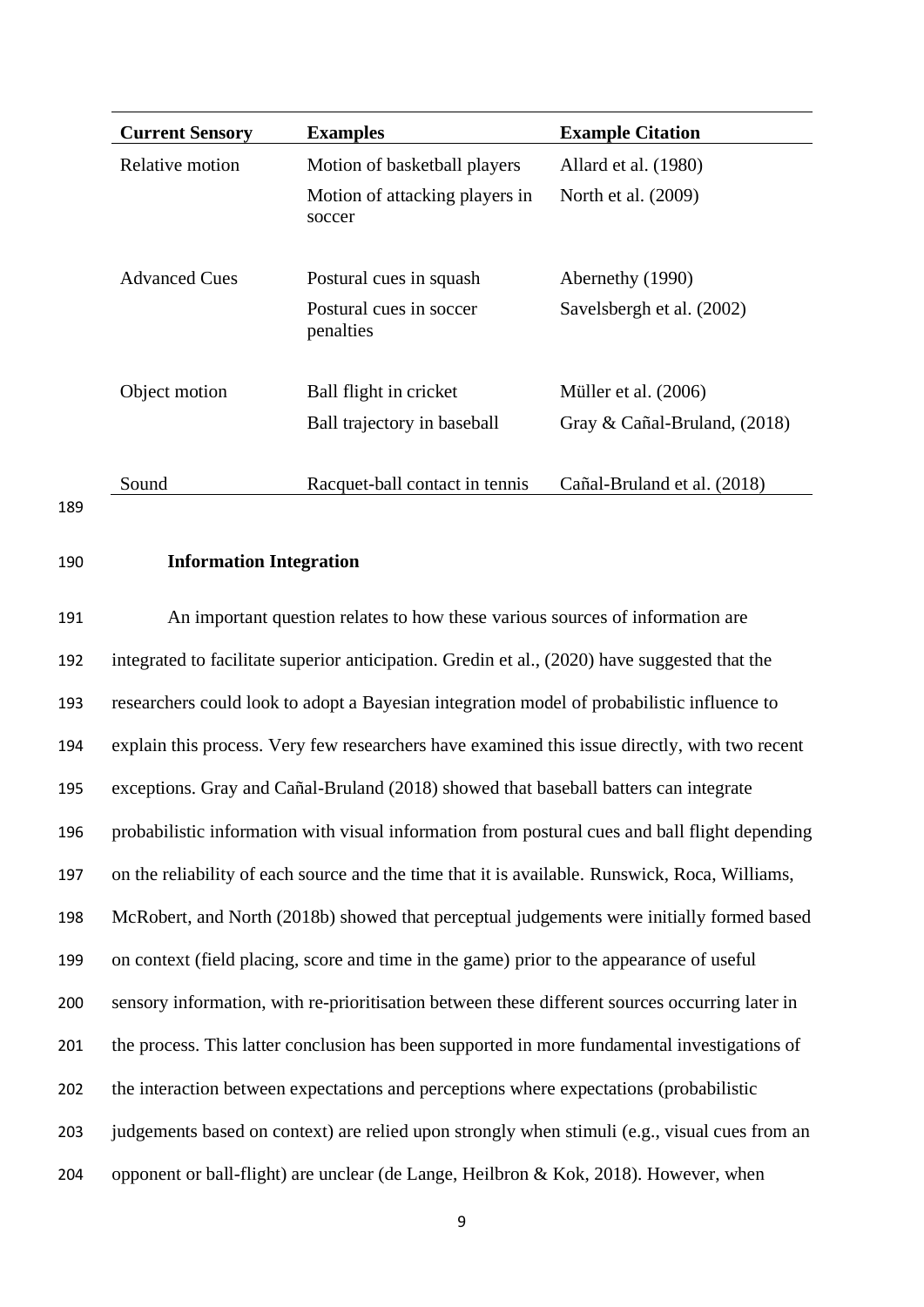| Current Sensory | Examples | Example Citation |
|---|---|---|
| Relative motion | Motion of basketball players | Allard et al. (1980) |
| | Motion of attacking players in soccer | North et al. (2009) |
| Advanced Cues | Postural cues in squash | Abernethy (1990) |
| | Postural cues in soccer penalties | Savelsbergh et al. (2002) |
| Object motion | Ball flight in cricket | Müller et al. (2006) |
| | Ball trajectory in baseball | Gray & Cañal-Bruland, (2018) |
| Sound | Racquet-ball contact in tennis | Cañal-Bruland et al. (2018) |

## Information Integration

An important question relates to how these various sources of information are integrated to facilitate superior anticipation. Gredin et al., (2020) have suggested that the researchers could look to adopt a Bayesian integration model of probabilistic influence to explain this process. Very few researchers have examined this issue directly, with two recent exceptions. Gray and Cañal-Bruland (2018) showed that baseball batters can integrate probabilistic information with visual information from postural cues and ball flight depending on the reliability of each source and the time that it is available. Runswick, Roca, Williams, McRobert, and North (2018b) showed that perceptual judgements were initially formed based on context (field placing, score and time in the game) prior to the appearance of useful sensory information, with re-prioritisation between these different sources occurring later in the process. This latter conclusion has been supported in more fundamental investigations of the interaction between expectations and perceptions where expectations (probabilistic judgements based on context) are relied upon strongly when stimuli (e.g., visual cues from an opponent or ball-flight) are unclear (de Lange, Heilbron & Kok, 2018). However, when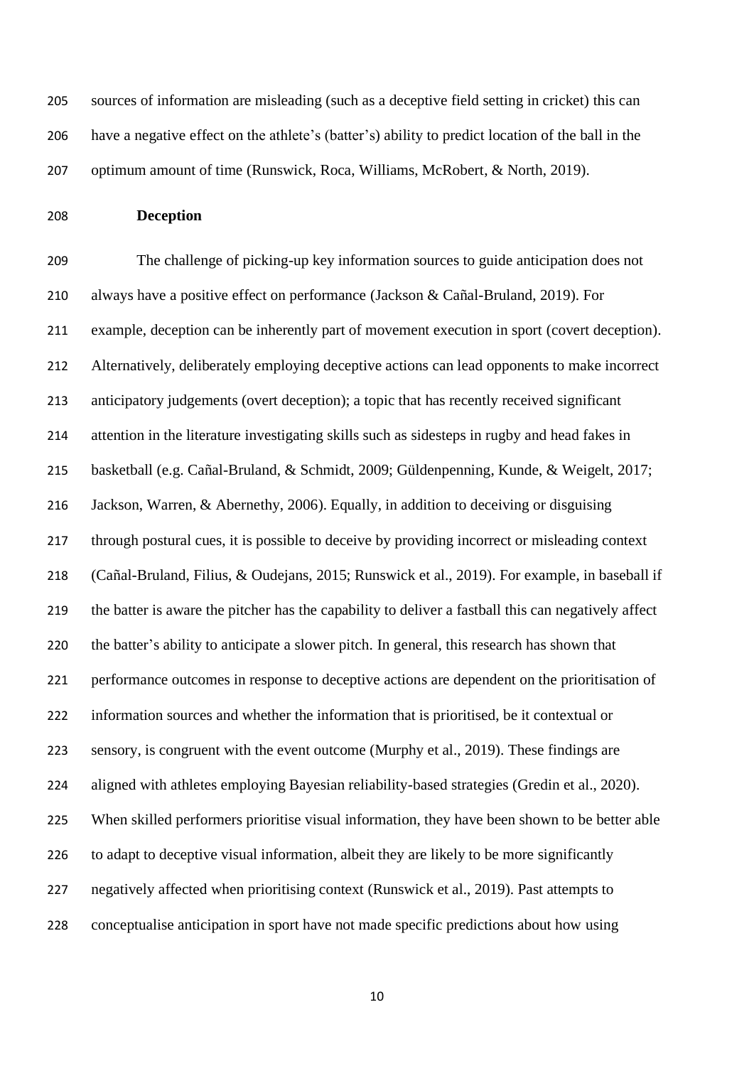sources of information are misleading (such as a deceptive field setting in cricket) this can have a negative effect on the athlete's (batter's) ability to predict location of the ball in the optimum amount of time (Runswick, Roca, Williams, McRobert, & North, 2019).

**Deception**

The challenge of picking-up key information sources to guide anticipation does not always have a positive effect on performance (Jackson & Cañal-Bruland, 2019). For example, deception can be inherently part of movement execution in sport (covert deception). Alternatively, deliberately employing deceptive actions can lead opponents to make incorrect anticipatory judgements (overt deception); a topic that has recently received significant attention in the literature investigating skills such as sidesteps in rugby and head fakes in basketball (e.g. Cañal-Bruland, & Schmidt, 2009; Güldenpenning, Kunde, & Weigelt, 2017; Jackson, Warren, & Abernethy, 2006). Equally, in addition to deceiving or disguising through postural cues, it is possible to deceive by providing incorrect or misleading context (Cañal-Bruland, Filius, & Oudejans, 2015; Runswick et al., 2019). For example, in baseball if the batter is aware the pitcher has the capability to deliver a fastball this can negatively affect the batter's ability to anticipate a slower pitch. In general, this research has shown that performance outcomes in response to deceptive actions are dependent on the prioritisation of information sources and whether the information that is prioritised, be it contextual or sensory, is congruent with the event outcome (Murphy et al., 2019). These findings are aligned with athletes employing Bayesian reliability-based strategies (Gredin et al., 2020). When skilled performers prioritise visual information, they have been shown to be better able to adapt to deceptive visual information, albeit they are likely to be more significantly negatively affected when prioritising context (Runswick et al., 2019). Past attempts to conceptualise anticipation in sport have not made specific predictions about how using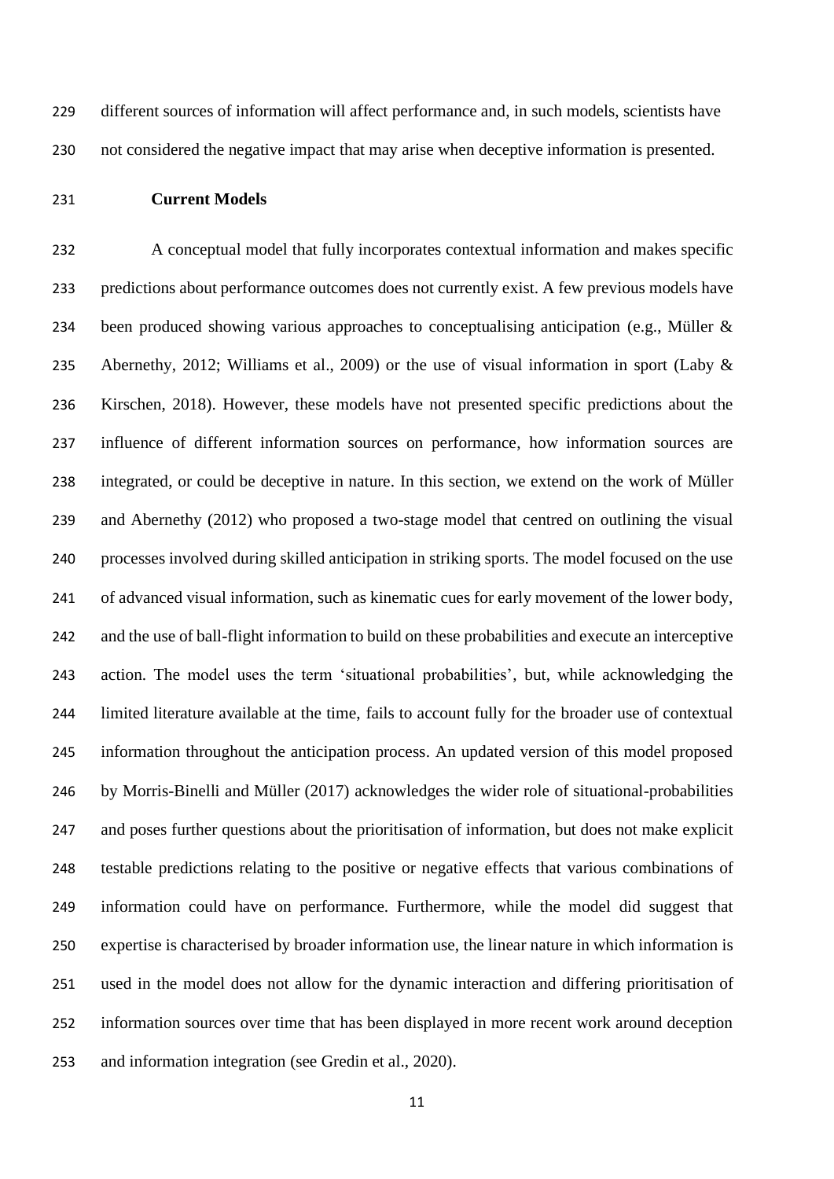different sources of information will affect performance and, in such models, scientists have not considered the negative impact that may arise when deceptive information is presented.

## Current Models

A conceptual model that fully incorporates contextual information and makes specific predictions about performance outcomes does not currently exist. A few previous models have been produced showing various approaches to conceptualising anticipation (e.g., Müller & Abernethy, 2012; Williams et al., 2009) or the use of visual information in sport (Laby & Kirschen, 2018). However, these models have not presented specific predictions about the influence of different information sources on performance, how information sources are integrated, or could be deceptive in nature. In this section, we extend on the work of Müller and Abernethy (2012) who proposed a two-stage model that centred on outlining the visual processes involved during skilled anticipation in striking sports. The model focused on the use of advanced visual information, such as kinematic cues for early movement of the lower body, and the use of ball-flight information to build on these probabilities and execute an interceptive action. The model uses the term 'situational probabilities', but, while acknowledging the limited literature available at the time, fails to account fully for the broader use of contextual information throughout the anticipation process. An updated version of this model proposed by Morris-Binelli and Müller (2017) acknowledges the wider role of situational-probabilities and poses further questions about the prioritisation of information, but does not make explicit testable predictions relating to the positive or negative effects that various combinations of information could have on performance. Furthermore, while the model did suggest that expertise is characterised by broader information use, the linear nature in which information is used in the model does not allow for the dynamic interaction and differing prioritisation of information sources over time that has been displayed in more recent work around deception and information integration (see Gredin et al., 2020).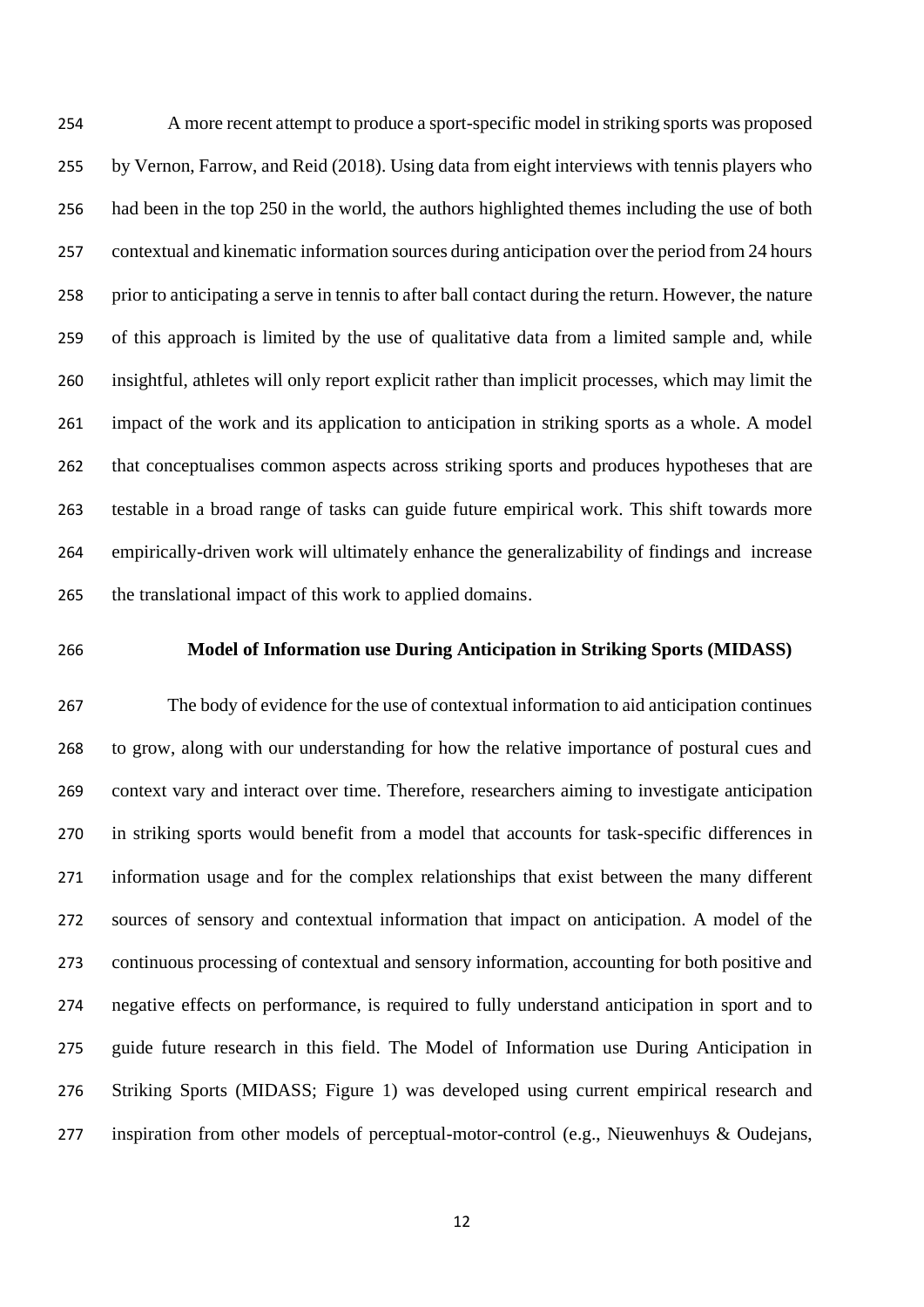A more recent attempt to produce a sport-specific model in striking sports was proposed by Vernon, Farrow, and Reid (2018). Using data from eight interviews with tennis players who had been in the top 250 in the world, the authors highlighted themes including the use of both contextual and kinematic information sources during anticipation over the period from 24 hours prior to anticipating a serve in tennis to after ball contact during the return. However, the nature of this approach is limited by the use of qualitative data from a limited sample and, while insightful, athletes will only report explicit rather than implicit processes, which may limit the impact of the work and its application to anticipation in striking sports as a whole. A model that conceptualises common aspects across striking sports and produces hypotheses that are testable in a broad range of tasks can guide future empirical work. This shift towards more empirically-driven work will ultimately enhance the generalizability of findings and increase the translational impact of this work to applied domains.

## Model of Information use During Anticipation in Striking Sports (MIDASS)

The body of evidence for the use of contextual information to aid anticipation continues to grow, along with our understanding for how the relative importance of postural cues and context vary and interact over time. Therefore, researchers aiming to investigate anticipation in striking sports would benefit from a model that accounts for task-specific differences in information usage and for the complex relationships that exist between the many different sources of sensory and contextual information that impact on anticipation. A model of the continuous processing of contextual and sensory information, accounting for both positive and negative effects on performance, is required to fully understand anticipation in sport and to guide future research in this field. The Model of Information use During Anticipation in Striking Sports (MIDASS; Figure 1) was developed using current empirical research and inspiration from other models of perceptual-motor-control (e.g., Nieuwenhuys & Oudejans,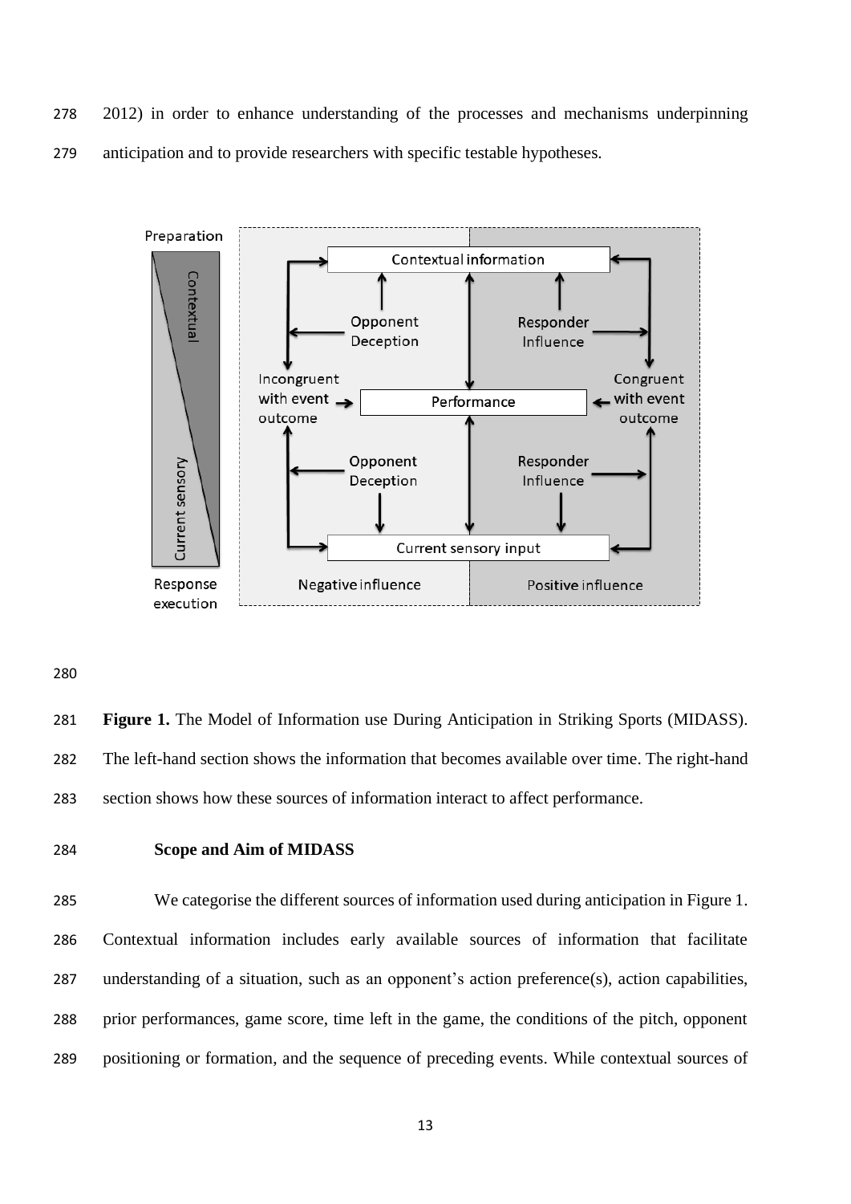2012) in order to enhance understanding of the processes and mechanisms underpinning anticipation and to provide researchers with specific testable hypotheses.

Preparation

Contextual

Current sensory

Response execution

Contextual information

Opponent Deception

Responder Influence

Incongruent with event outcome

Performance

Congruent with event outcome

Opponent Deception

Responder Influence

Current sensory input

Negative influence

Positive influence

**Figure 1.** The Model of Information use During Anticipation in Striking Sports (MIDASS). The left-hand section shows the information that becomes available over time. The right-hand section shows how these sources of information interact to affect performance.

## Scope and Aim of MIDASS

We categorise the different sources of information used during anticipation in Figure 1. Contextual information includes early available sources of information that facilitate understanding of a situation, such as an opponent's action preference(s), action capabilities, prior performances, game score, time left in the game, the conditions of the pitch, opponent positioning or formation, and the sequence of preceding events. While contextual sources of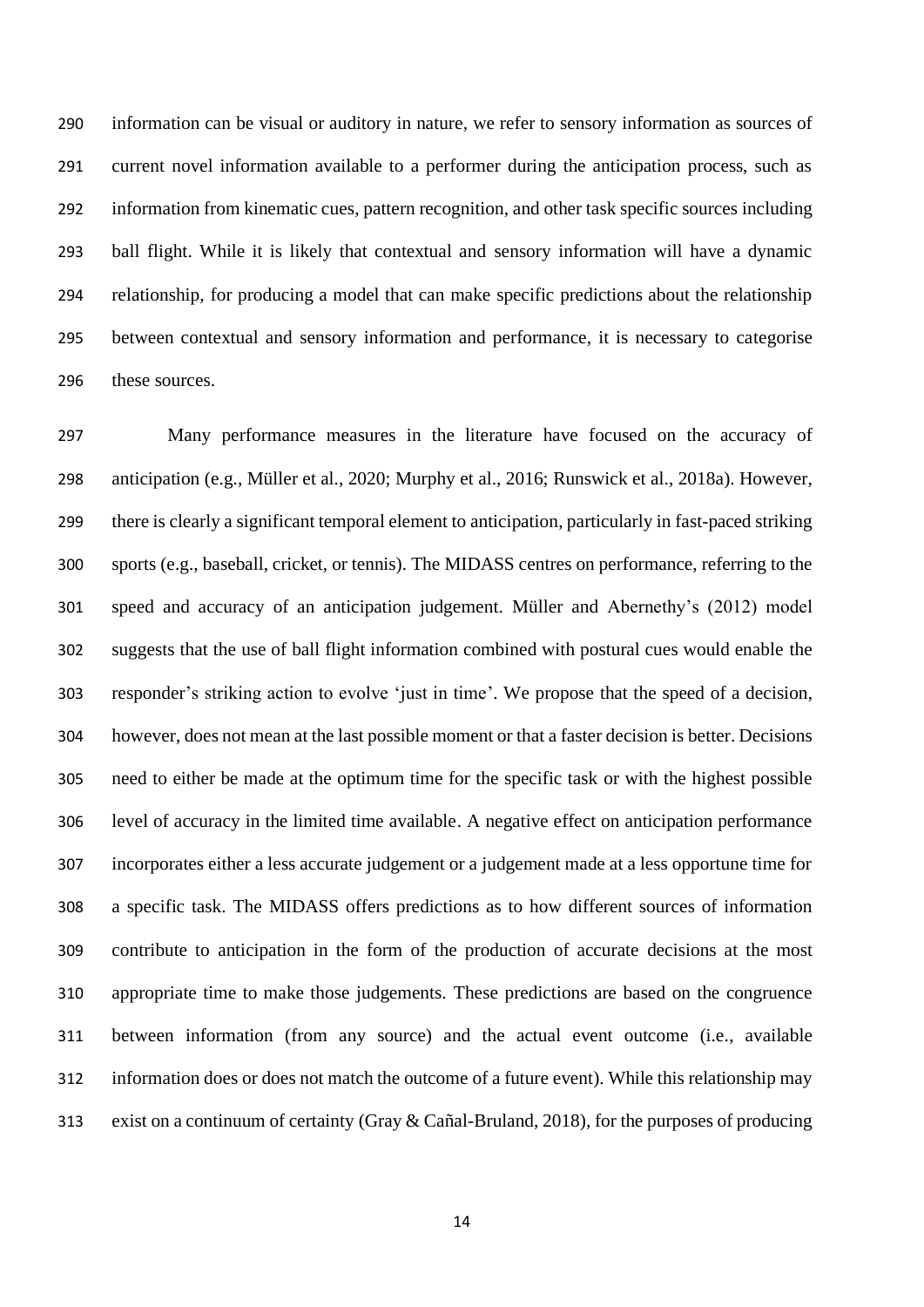information can be visual or auditory in nature, we refer to sensory information as sources of current novel information available to a performer during the anticipation process, such as information from kinematic cues, pattern recognition, and other task specific sources including ball flight. While it is likely that contextual and sensory information will have a dynamic relationship, for producing a model that can make specific predictions about the relationship between contextual and sensory information and performance, it is necessary to categorise these sources.

Many performance measures in the literature have focused on the accuracy of anticipation (e.g., Müller et al., 2020; Murphy et al., 2016; Runswick et al., 2018a). However, there is clearly a significant temporal element to anticipation, particularly in fast-paced striking sports (e.g., baseball, cricket, or tennis). The MIDASS centres on performance, referring to the speed and accuracy of an anticipation judgement. Müller and Abernethy's (2012) model suggests that the use of ball flight information combined with postural cues would enable the responder's striking action to evolve 'just in time'. We propose that the speed of a decision, however, does not mean at the last possible moment or that a faster decision is better. Decisions need to either be made at the optimum time for the specific task or with the highest possible level of accuracy in the limited time available. A negative effect on anticipation performance incorporates either a less accurate judgement or a judgement made at a less opportune time for a specific task. The MIDASS offers predictions as to how different sources of information contribute to anticipation in the form of the production of accurate decisions at the most appropriate time to make those judgements. These predictions are based on the congruence between information (from any source) and the actual event outcome (i.e., available information does or does not match the outcome of a future event). While this relationship may exist on a continuum of certainty (Gray & Cañal-Bruland, 2018), for the purposes of producing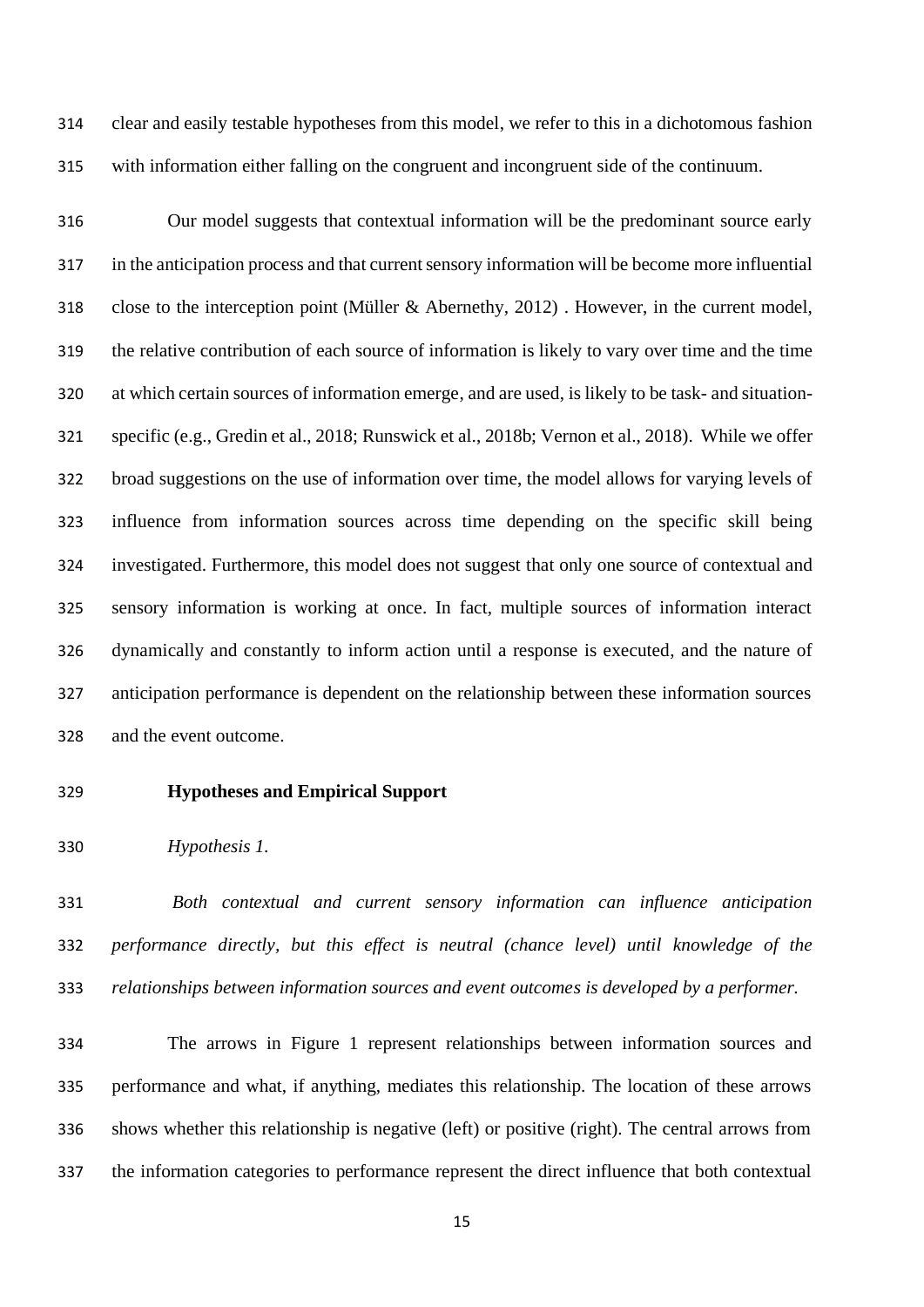clear and easily testable hypotheses from this model, we refer to this in a dichotomous fashion with information either falling on the congruent and incongruent side of the continuum.

Our model suggests that contextual information will be the predominant source early in the anticipation process and that current sensory information will be become more influential close to the interception point (Müller & Abernethy, 2012) . However, in the current model, the relative contribution of each source of information is likely to vary over time and the time at which certain sources of information emerge, and are used, is likely to be task- and situation-specific (e.g., Gredin et al., 2018; Runswick et al., 2018b; Vernon et al., 2018). While we offer broad suggestions on the use of information over time, the model allows for varying levels of influence from information sources across time depending on the specific skill being investigated. Furthermore, this model does not suggest that only one source of contextual and sensory information is working at once. In fact, multiple sources of information interact dynamically and constantly to inform action until a response is executed, and the nature of anticipation performance is dependent on the relationship between these information sources and the event outcome.

## Hypotheses and Empirical Support

### *Hypothesis 1.*

*Both contextual and current sensory information can influence anticipation performance directly, but this effect is neutral (chance level) until knowledge of the relationships between information sources and event outcomes is developed by a performer.*

The arrows in Figure 1 represent relationships between information sources and performance and what, if anything, mediates this relationship. The location of these arrows shows whether this relationship is negative (left) or positive (right). The central arrows from the information categories to performance represent the direct influence that both contextual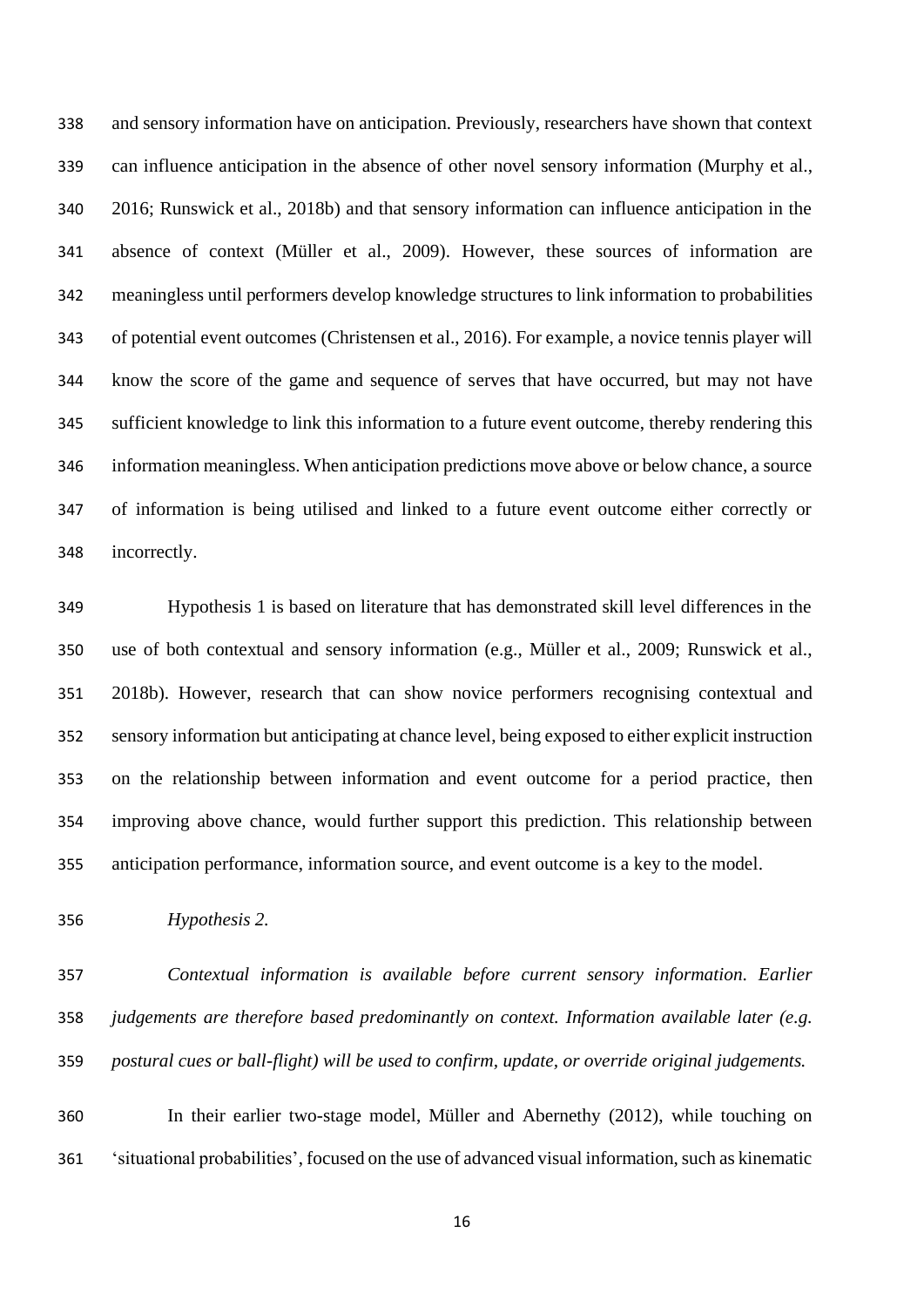and sensory information have on anticipation. Previously, researchers have shown that context can influence anticipation in the absence of other novel sensory information (Murphy et al., 2016; Runswick et al., 2018b) and that sensory information can influence anticipation in the absence of context (Müller et al., 2009). However, these sources of information are meaningless until performers develop knowledge structures to link information to probabilities of potential event outcomes (Christensen et al., 2016). For example, a novice tennis player will know the score of the game and sequence of serves that have occurred, but may not have sufficient knowledge to link this information to a future event outcome, thereby rendering this information meaningless. When anticipation predictions move above or below chance, a source of information is being utilised and linked to a future event outcome either correctly or incorrectly.

Hypothesis 1 is based on literature that has demonstrated skill level differences in the use of both contextual and sensory information (e.g., Müller et al., 2009; Runswick et al., 2018b). However, research that can show novice performers recognising contextual and sensory information but anticipating at chance level, being exposed to either explicit instruction on the relationship between information and event outcome for a period practice, then improving above chance, would further support this prediction. This relationship between anticipation performance, information source, and event outcome is a key to the model.

*Hypothesis 2.*

*Contextual information is available before current sensory information. Earlier judgements are therefore based predominantly on context. Information available later (e.g. postural cues or ball-flight) will be used to confirm, update, or override original judgements.*

In their earlier two-stage model, Müller and Abernethy (2012), while touching on 'situational probabilities', focused on the use of advanced visual information, such as kinematic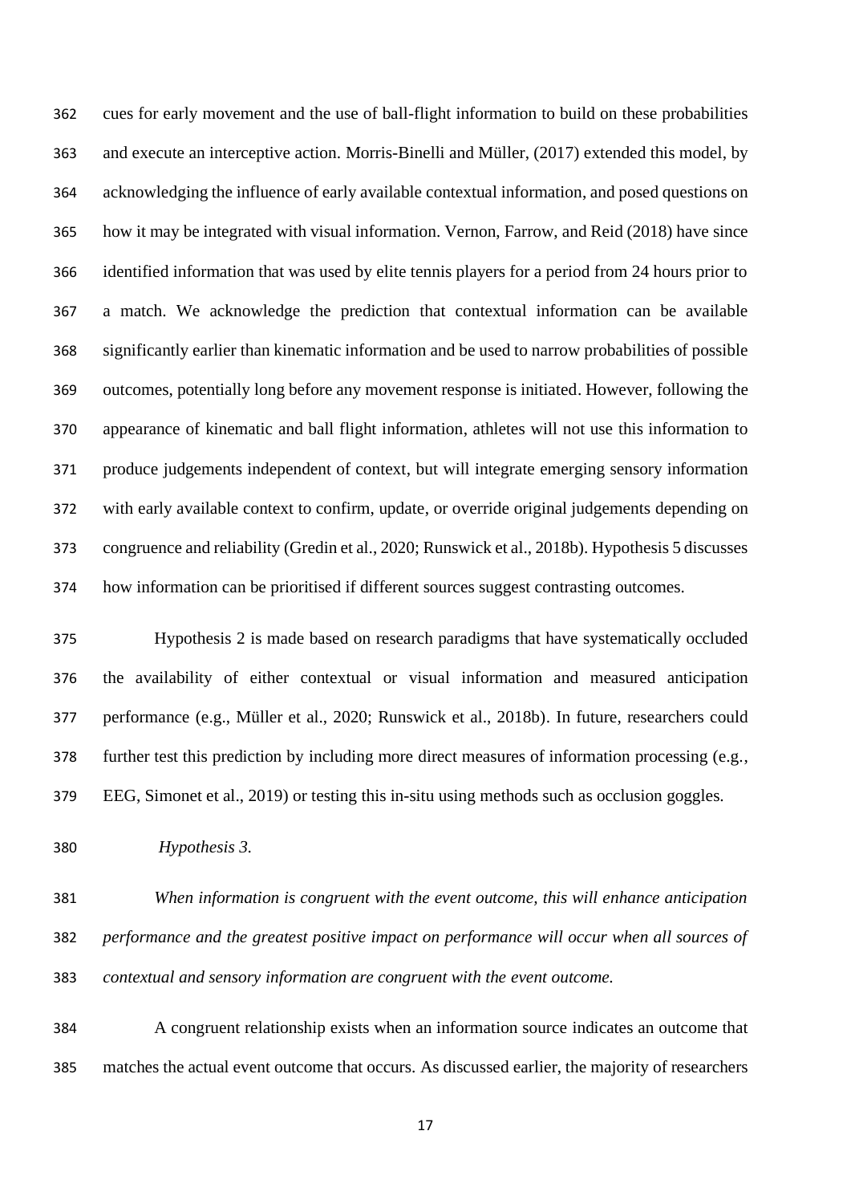cues for early movement and the use of ball-flight information to build on these probabilities and execute an interceptive action. Morris-Binelli and Müller, (2017) extended this model, by acknowledging the influence of early available contextual information, and posed questions on how it may be integrated with visual information. Vernon, Farrow, and Reid (2018) have since identified information that was used by elite tennis players for a period from 24 hours prior to a match. We acknowledge the prediction that contextual information can be available significantly earlier than kinematic information and be used to narrow probabilities of possible outcomes, potentially long before any movement response is initiated. However, following the appearance of kinematic and ball flight information, athletes will not use this information to produce judgements independent of context, but will integrate emerging sensory information with early available context to confirm, update, or override original judgements depending on congruence and reliability (Gredin et al., 2020; Runswick et al., 2018b). Hypothesis 5 discusses how information can be prioritised if different sources suggest contrasting outcomes.

Hypothesis 2 is made based on research paradigms that have systematically occluded the availability of either contextual or visual information and measured anticipation performance (e.g., Müller et al., 2020; Runswick et al., 2018b). In future, researchers could further test this prediction by including more direct measures of information processing (e.g., EEG, Simonet et al., 2019) or testing this in-situ using methods such as occlusion goggles.

*Hypothesis 3.*

*When information is congruent with the event outcome, this will enhance anticipation performance and the greatest positive impact on performance will occur when all sources of contextual and sensory information are congruent with the event outcome.*

A congruent relationship exists when an information source indicates an outcome that matches the actual event outcome that occurs. As discussed earlier, the majority of researchers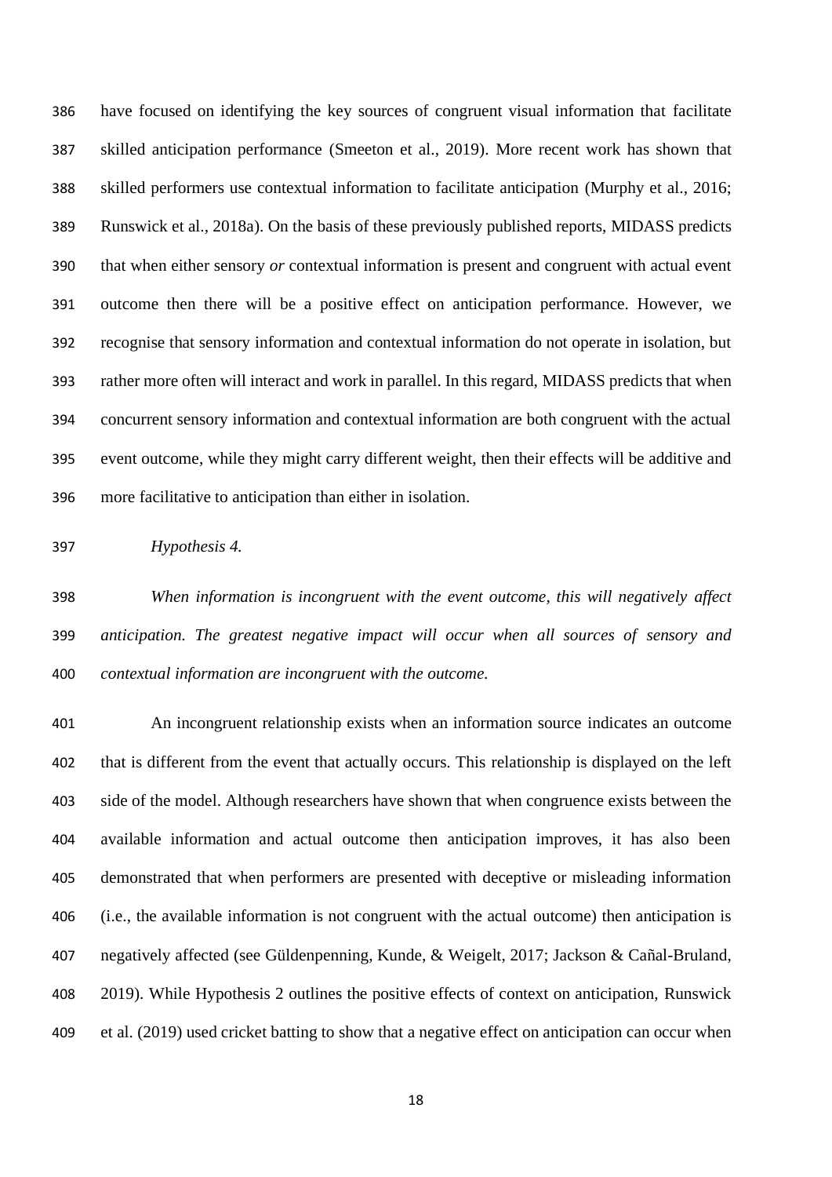have focused on identifying the key sources of congruent visual information that facilitate skilled anticipation performance (Smeeton et al., 2019). More recent work has shown that skilled performers use contextual information to facilitate anticipation (Murphy et al., 2016; Runswick et al., 2018a). On the basis of these previously published reports, MIDASS predicts that when either sensory *or* contextual information is present and congruent with actual event outcome then there will be a positive effect on anticipation performance. However, we recognise that sensory information and contextual information do not operate in isolation, but rather more often will interact and work in parallel. In this regard, MIDASS predicts that when concurrent sensory information and contextual information are both congruent with the actual event outcome, while they might carry different weight, then their effects will be additive and more facilitative to anticipation than either in isolation.

*Hypothesis 4.*

*When information is incongruent with the event outcome, this will negatively affect anticipation. The greatest negative impact will occur when all sources of sensory and contextual information are incongruent with the outcome.*

An incongruent relationship exists when an information source indicates an outcome that is different from the event that actually occurs. This relationship is displayed on the left side of the model. Although researchers have shown that when congruence exists between the available information and actual outcome then anticipation improves, it has also been demonstrated that when performers are presented with deceptive or misleading information (i.e., the available information is not congruent with the actual outcome) then anticipation is negatively affected (see Güldenpenning, Kunde, & Weigelt, 2017; Jackson & Cañal-Bruland, 2019). While Hypothesis 2 outlines the positive effects of context on anticipation, Runswick et al. (2019) used cricket batting to show that a negative effect on anticipation can occur when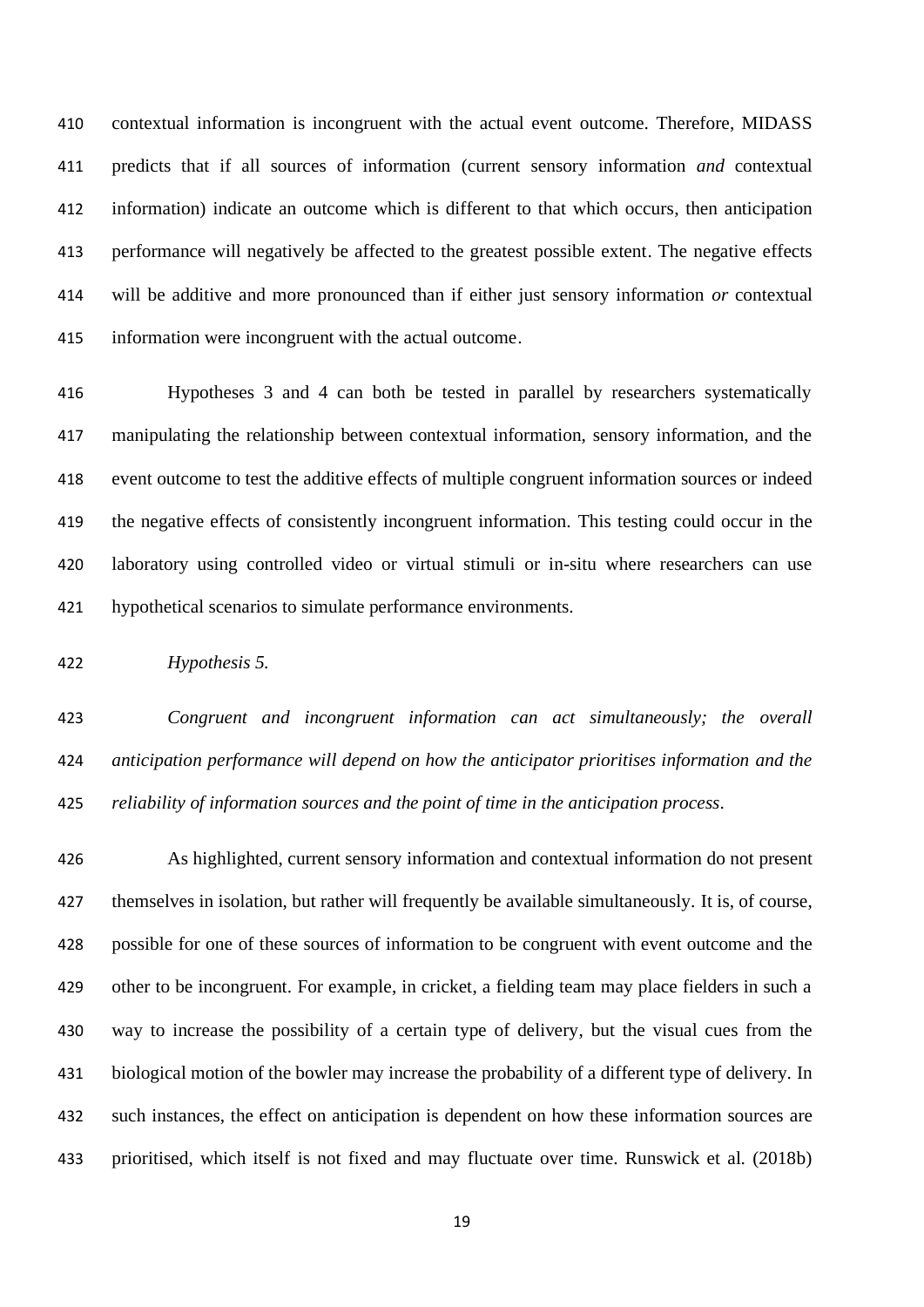contextual information is incongruent with the actual event outcome. Therefore, MIDASS predicts that if all sources of information (current sensory information *and* contextual information) indicate an outcome which is different to that which occurs, then anticipation performance will negatively be affected to the greatest possible extent. The negative effects will be additive and more pronounced than if either just sensory information *or* contextual information were incongruent with the actual outcome.

Hypotheses 3 and 4 can both be tested in parallel by researchers systematically manipulating the relationship between contextual information, sensory information, and the event outcome to test the additive effects of multiple congruent information sources or indeed the negative effects of consistently incongruent information. This testing could occur in the laboratory using controlled video or virtual stimuli or in-situ where researchers can use hypothetical scenarios to simulate performance environments.

*Hypothesis 5.*

*Congruent and incongruent information can act simultaneously; the overall anticipation performance will depend on how the anticipator prioritises information and the reliability of information sources and the point of time in the anticipation process*.

As highlighted, current sensory information and contextual information do not present themselves in isolation, but rather will frequently be available simultaneously. It is, of course, possible for one of these sources of information to be congruent with event outcome and the other to be incongruent. For example, in cricket, a fielding team may place fielders in such a way to increase the possibility of a certain type of delivery, but the visual cues from the biological motion of the bowler may increase the probability of a different type of delivery. In such instances, the effect on anticipation is dependent on how these information sources are prioritised, which itself is not fixed and may fluctuate over time. Runswick et al. (2018b)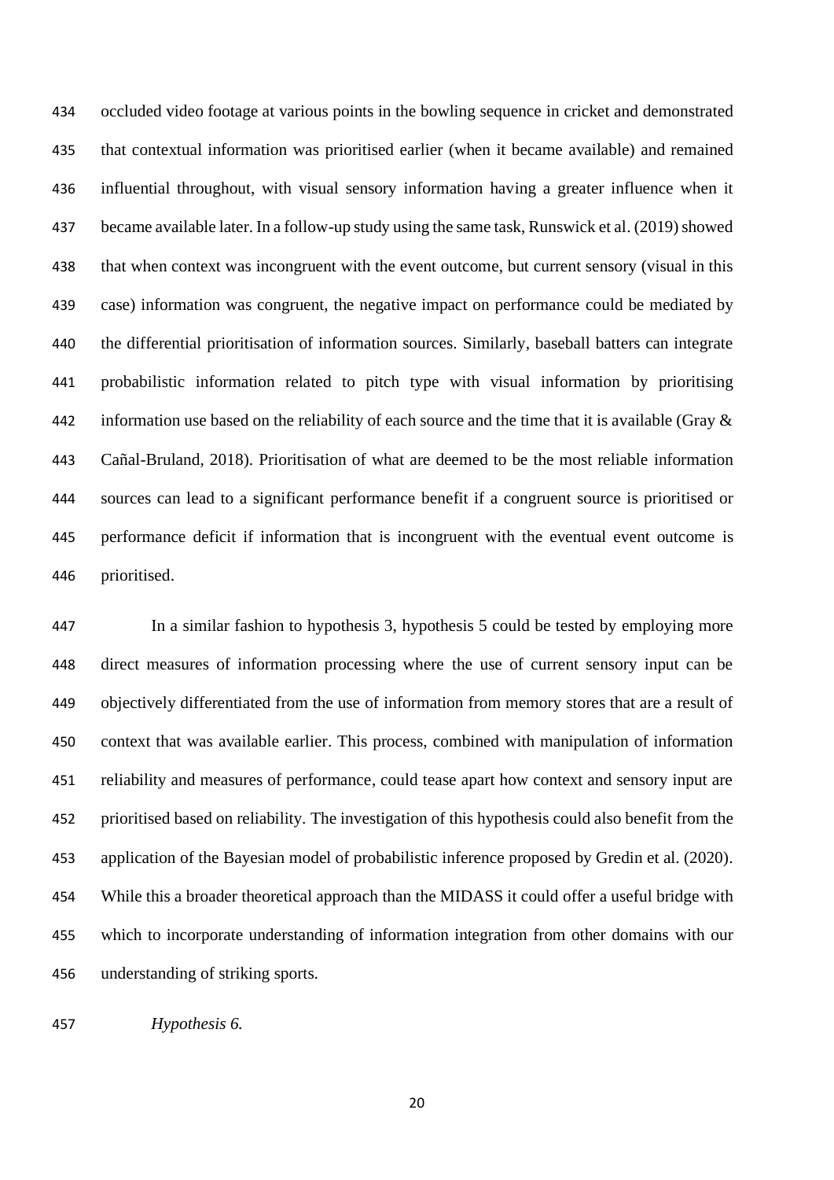occluded video footage at various points in the bowling sequence in cricket and demonstrated that contextual information was prioritised earlier (when it became available) and remained influential throughout, with visual sensory information having a greater influence when it became available later. In a follow-up study using the same task, Runswick et al. (2019) showed that when context was incongruent with the event outcome, but current sensory (visual in this case) information was congruent, the negative impact on performance could be mediated by the differential prioritisation of information sources. Similarly, baseball batters can integrate probabilistic information related to pitch type with visual information by prioritising information use based on the reliability of each source and the time that it is available (Gray & Cañal-Bruland, 2018). Prioritisation of what are deemed to be the most reliable information sources can lead to a significant performance benefit if a congruent source is prioritised or performance deficit if information that is incongruent with the eventual event outcome is prioritised.

In a similar fashion to hypothesis 3, hypothesis 5 could be tested by employing more direct measures of information processing where the use of current sensory input can be objectively differentiated from the use of information from memory stores that are a result of context that was available earlier. This process, combined with manipulation of information reliability and measures of performance, could tease apart how context and sensory input are prioritised based on reliability. The investigation of this hypothesis could also benefit from the application of the Bayesian model of probabilistic inference proposed by Gredin et al. (2020). While this a broader theoretical approach than the MIDASS it could offer a useful bridge with which to incorporate understanding of information integration from other domains with our understanding of striking sports.

*Hypothesis 6.*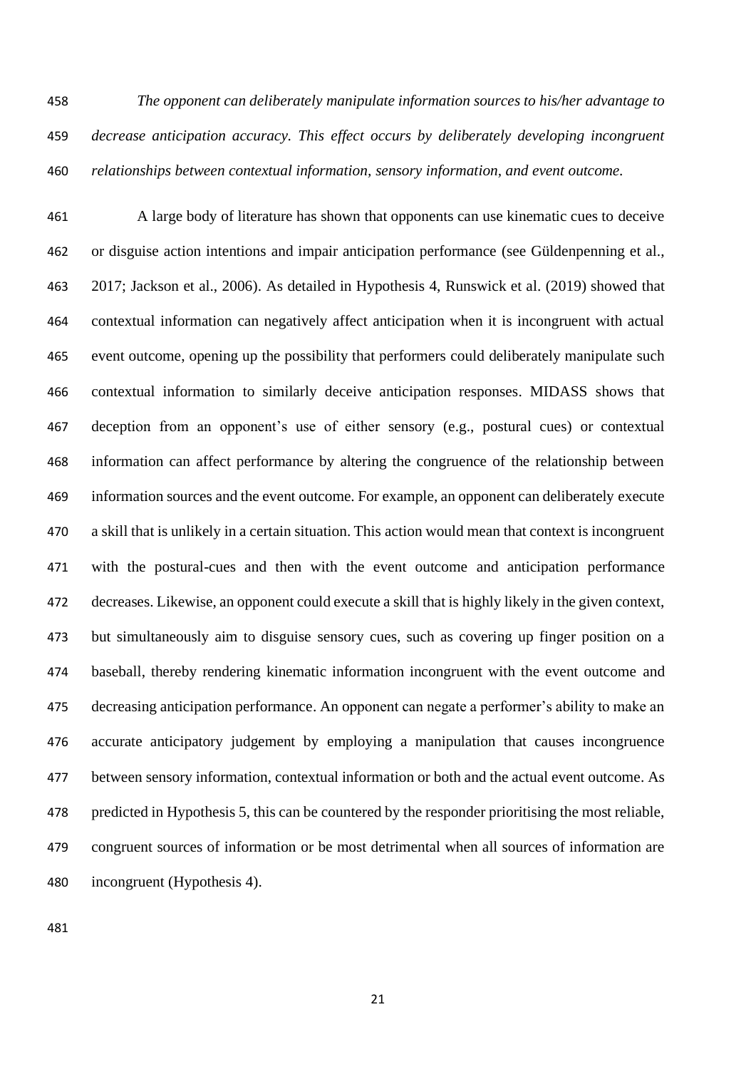*The opponent can deliberately manipulate information sources to his/her advantage to decrease anticipation accuracy. This effect occurs by deliberately developing incongruent relationships between contextual information, sensory information, and event outcome.*

A large body of literature has shown that opponents can use kinematic cues to deceive or disguise action intentions and impair anticipation performance (see Güldenpenning et al., 2017; Jackson et al., 2006). As detailed in Hypothesis 4, Runswick et al. (2019) showed that contextual information can negatively affect anticipation when it is incongruent with actual event outcome, opening up the possibility that performers could deliberately manipulate such contextual information to similarly deceive anticipation responses. MIDASS shows that deception from an opponent's use of either sensory (e.g., postural cues) or contextual information can affect performance by altering the congruence of the relationship between information sources and the event outcome. For example, an opponent can deliberately execute a skill that is unlikely in a certain situation. This action would mean that context is incongruent with the postural-cues and then with the event outcome and anticipation performance decreases. Likewise, an opponent could execute a skill that is highly likely in the given context, but simultaneously aim to disguise sensory cues, such as covering up finger position on a baseball, thereby rendering kinematic information incongruent with the event outcome and decreasing anticipation performance. An opponent can negate a performer's ability to make an accurate anticipatory judgement by employing a manipulation that causes incongruence between sensory information, contextual information or both and the actual event outcome. As predicted in Hypothesis 5, this can be countered by the responder prioritising the most reliable, congruent sources of information or be most detrimental when all sources of information are incongruent (Hypothesis 4).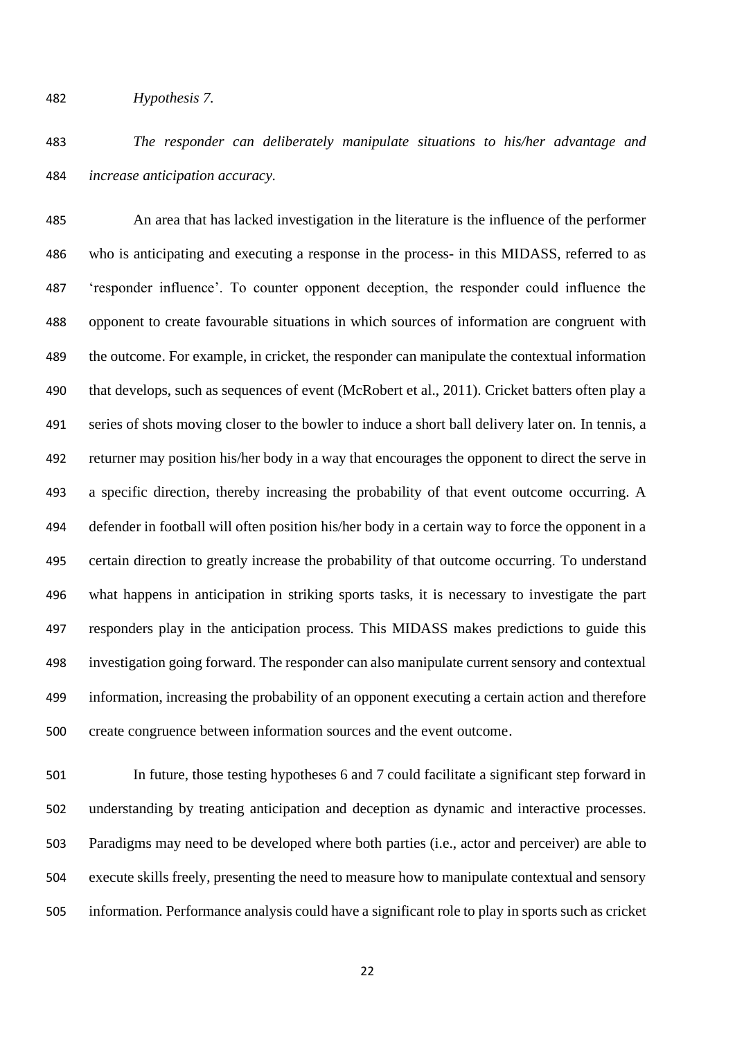*Hypothesis 7.*

*The responder can deliberately manipulate situations to his/her advantage and increase anticipation accuracy.*

An area that has lacked investigation in the literature is the influence of the performer who is anticipating and executing a response in the process- in this MIDASS, referred to as 'responder influence'. To counter opponent deception, the responder could influence the opponent to create favourable situations in which sources of information are congruent with the outcome. For example, in cricket, the responder can manipulate the contextual information that develops, such as sequences of event (McRobert et al., 2011). Cricket batters often play a series of shots moving closer to the bowler to induce a short ball delivery later on. In tennis, a returner may position his/her body in a way that encourages the opponent to direct the serve in a specific direction, thereby increasing the probability of that event outcome occurring. A defender in football will often position his/her body in a certain way to force the opponent in a certain direction to greatly increase the probability of that outcome occurring. To understand what happens in anticipation in striking sports tasks, it is necessary to investigate the part responders play in the anticipation process. This MIDASS makes predictions to guide this investigation going forward. The responder can also manipulate current sensory and contextual information, increasing the probability of an opponent executing a certain action and therefore create congruence between information sources and the event outcome.

In future, those testing hypotheses 6 and 7 could facilitate a significant step forward in understanding by treating anticipation and deception as dynamic and interactive processes. Paradigms may need to be developed where both parties (i.e., actor and perceiver) are able to execute skills freely, presenting the need to measure how to manipulate contextual and sensory information. Performance analysis could have a significant role to play in sports such as cricket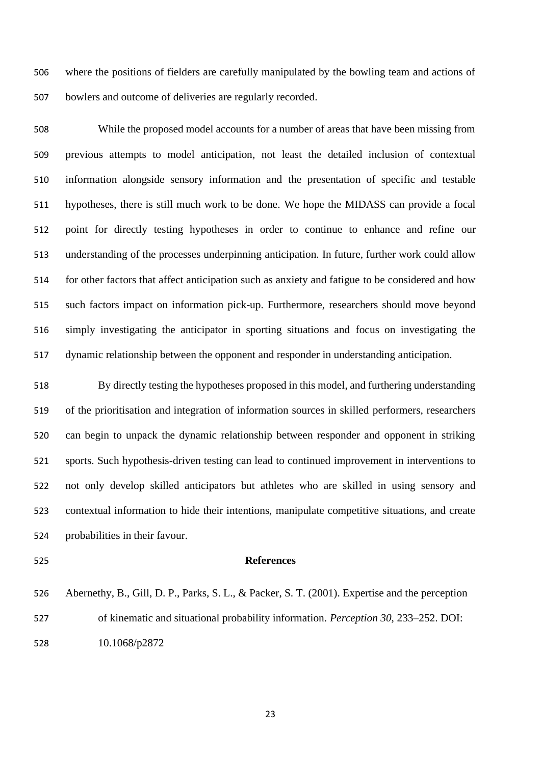where the positions of fielders are carefully manipulated by the bowling team and actions of bowlers and outcome of deliveries are regularly recorded.

While the proposed model accounts for a number of areas that have been missing from previous attempts to model anticipation, not least the detailed inclusion of contextual information alongside sensory information and the presentation of specific and testable hypotheses, there is still much work to be done. We hope the MIDASS can provide a focal point for directly testing hypotheses in order to continue to enhance and refine our understanding of the processes underpinning anticipation. In future, further work could allow for other factors that affect anticipation such as anxiety and fatigue to be considered and how such factors impact on information pick-up. Furthermore, researchers should move beyond simply investigating the anticipator in sporting situations and focus on investigating the dynamic relationship between the opponent and responder in understanding anticipation.

By directly testing the hypotheses proposed in this model, and furthering understanding of the prioritisation and integration of information sources in skilled performers, researchers can begin to unpack the dynamic relationship between responder and opponent in striking sports. Such hypothesis-driven testing can lead to continued improvement in interventions to not only develop skilled anticipators but athletes who are skilled in using sensory and contextual information to hide their intentions, manipulate competitive situations, and create probabilities in their favour.

## References

Abernethy, B., Gill, D. P., Parks, S. L., & Packer, S. T. (2001). Expertise and the perception of kinematic and situational probability information. *Perception 30*, 233–252. DOI: 10.1068/p2872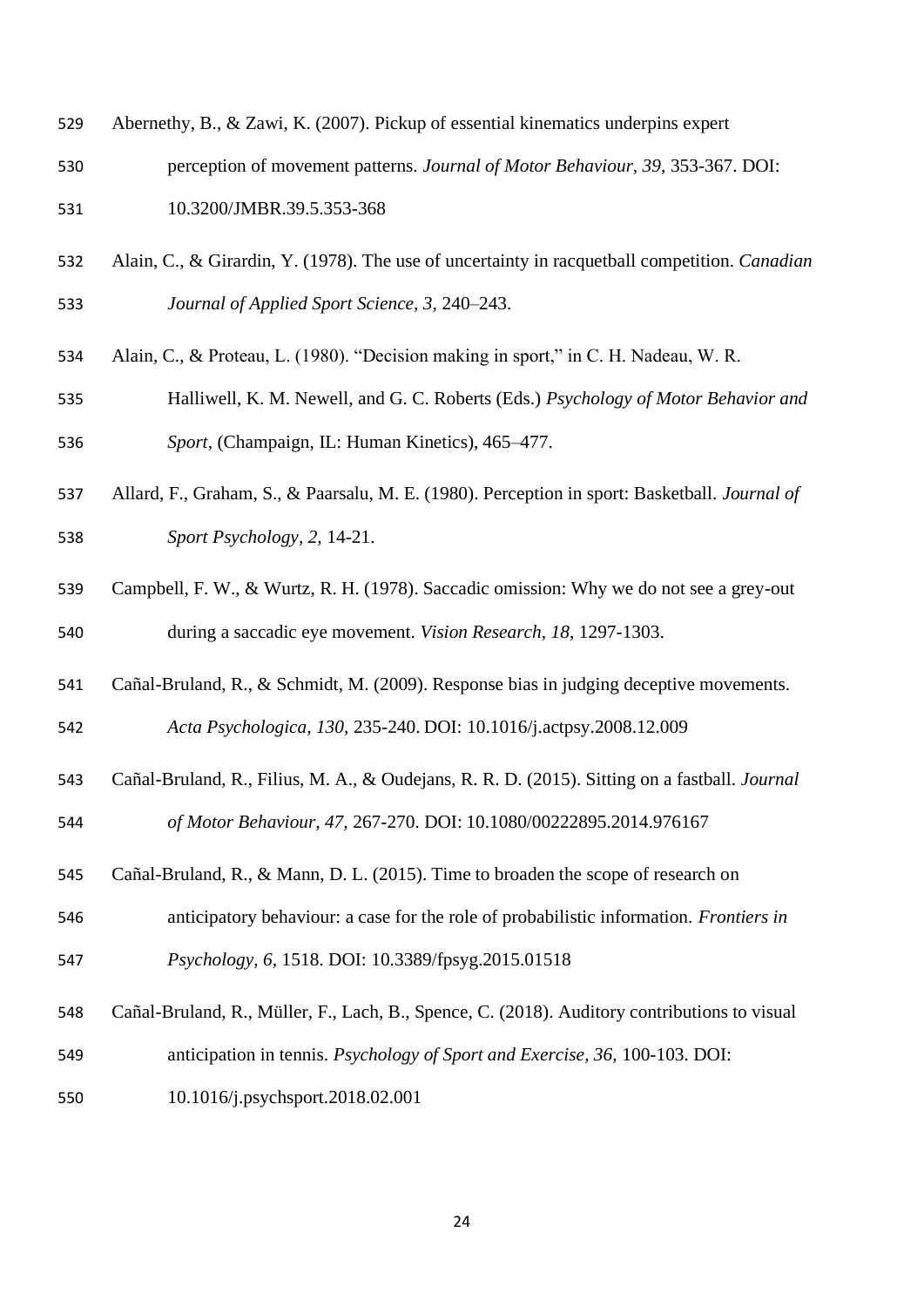Abernethy, B., & Zawi, K. (2007). Pickup of essential kinematics underpins expert perception of movement patterns. *Journal of Motor Behaviour, 39,* 353-367. DOI: 10.3200/JMBR.39.5.353-368

Alain, C., & Girardin, Y. (1978). The use of uncertainty in racquetball competition. *Canadian Journal of Applied Sport Science, 3,* 240–243.

Alain, C., & Proteau, L. (1980). "Decision making in sport," in C. H. Nadeau, W. R. Halliwell, K. M. Newell, and G. C. Roberts (Eds.) *Psychology of Motor Behavior and Sport*, (Champaign, IL: Human Kinetics), 465–477.

Allard, F., Graham, S., & Paarsalu, M. E. (1980). Perception in sport: Basketball. *Journal of Sport Psychology, 2,* 14-21.

Campbell, F. W., & Wurtz, R. H. (1978). Saccadic omission: Why we do not see a grey-out during a saccadic eye movement. *Vision Research, 18*, 1297-1303.

Cañal-Bruland, R., & Schmidt, M. (2009). Response bias in judging deceptive movements. *Acta Psychologica, 130,* 235-240. DOI: 10.1016/j.actpsy.2008.12.009

Cañal-Bruland, R., Filius, M. A., & Oudejans, R. R. D. (2015). Sitting on a fastball. *Journal of Motor Behaviour, 47,* 267-270. DOI: 10.1080/00222895.2014.976167

Cañal-Bruland, R., & Mann, D. L. (2015). Time to broaden the scope of research on anticipatory behaviour: a case for the role of probabilistic information. *Frontiers in Psychology, 6,* 1518. DOI: 10.3389/fpsyg.2015.01518

Cañal-Bruland, R., Müller, F., Lach, B., Spence, C. (2018). Auditory contributions to visual anticipation in tennis. *Psychology of Sport and Exercise, 36,* 100-103. DOI: 10.1016/j.psychsport.2018.02.001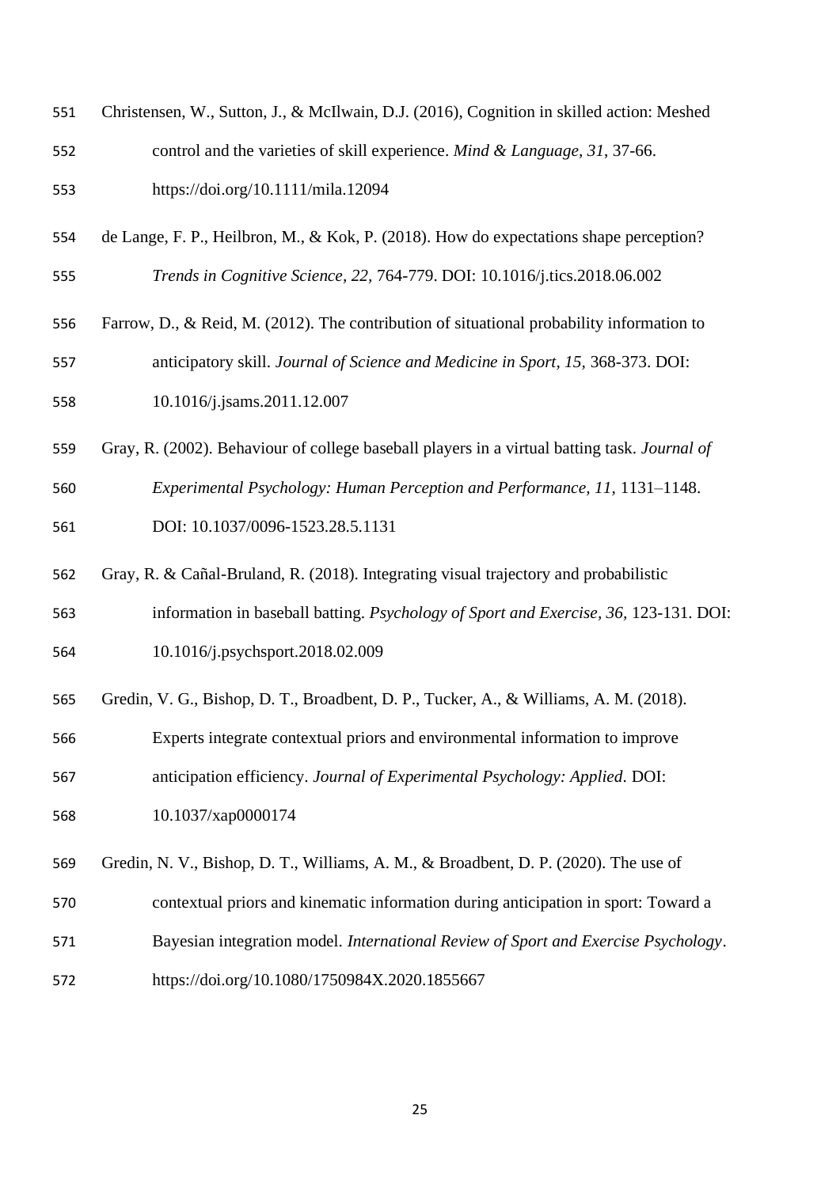Christensen, W., Sutton, J., & McIlwain, D.J. (2016), Cognition in skilled action: Meshed control and the varieties of skill experience. *Mind & Language, 31*, 37-66. https://doi.org/10.1111/mila.12094

de Lange, F. P., Heilbron, M., & Kok, P. (2018). How do expectations shape perception? *Trends in Cognitive Science, 22*, 764-779. DOI: 10.1016/j.tics.2018.06.002

Farrow, D., & Reid, M. (2012). The contribution of situational probability information to anticipatory skill. *Journal of Science and Medicine in Sport, 15*, 368-373. DOI: 10.1016/j.jsams.2011.12.007

Gray, R. (2002). Behaviour of college baseball players in a virtual batting task. *Journal of Experimental Psychology: Human Perception and Performance, 11*, 1131–1148. DOI: 10.1037/0096-1523.28.5.1131

Gray, R. & Cañal-Bruland, R. (2018). Integrating visual trajectory and probabilistic information in baseball batting. *Psychology of Sport and Exercise, 36*, 123-131. DOI: 10.1016/j.psychsport.2018.02.009

Gredin, V. G., Bishop, D. T., Broadbent, D. P., Tucker, A., & Williams, A. M. (2018). Experts integrate contextual priors and environmental information to improve anticipation efficiency. *Journal of Experimental Psychology: Applied*. DOI: 10.1037/xap0000174

Gredin, N. V., Bishop, D. T., Williams, A. M., & Broadbent, D. P. (2020). The use of contextual priors and kinematic information during anticipation in sport: Toward a Bayesian integration model. *International Review of Sport and Exercise Psychology*. https://doi.org/10.1080/1750984X.2020.1855667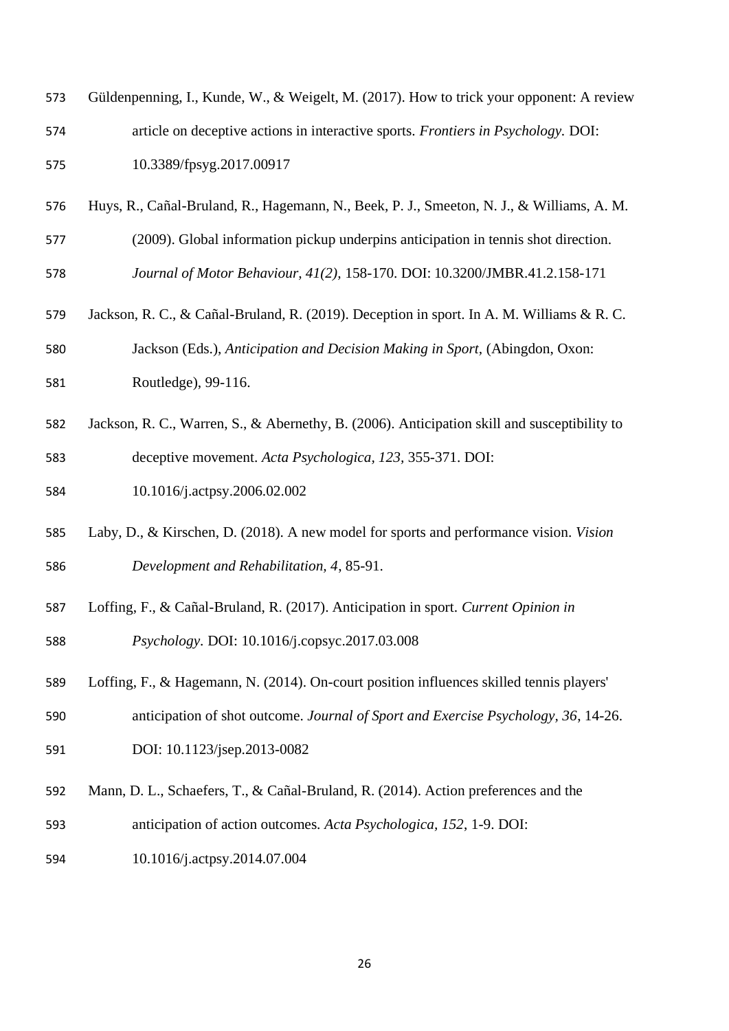Güldenpenning, I., Kunde, W., & Weigelt, M. (2017). How to trick your opponent: A review article on deceptive actions in interactive sports. *Frontiers in Psychology.* DOI: 10.3389/fpsyg.2017.00917

Huys, R., Cañal-Bruland, R., Hagemann, N., Beek, P. J., Smeeton, N. J., & Williams, A. M. (2009). Global information pickup underpins anticipation in tennis shot direction. *Journal of Motor Behaviour, 41(2),* 158-170. DOI: 10.3200/JMBR.41.2.158-171

Jackson, R. C., & Cañal-Bruland, R. (2019). Deception in sport. In A. M. Williams & R. C. Jackson (Eds.), *Anticipation and Decision Making in Sport*, (Abingdon, Oxon: Routledge), 99-116.

Jackson, R. C., Warren, S., & Abernethy, B. (2006). Anticipation skill and susceptibility to deceptive movement. *Acta Psychologica, 123*, 355-371. DOI: 10.1016/j.actpsy.2006.02.002

Laby, D., & Kirschen, D. (2018). A new model for sports and performance vision. *Vision Development and Rehabilitation, 4*, 85-91.

Loffing, F., & Cañal-Bruland, R. (2017). Anticipation in sport. *Current Opinion in Psychology.* DOI: 10.1016/j.copsyc.2017.03.008

Loffing, F., & Hagemann, N. (2014). On-court position influences skilled tennis players' anticipation of shot outcome. *Journal of Sport and Exercise Psychology, 36*, 14-26. DOI: 10.1123/jsep.2013-0082

Mann, D. L., Schaefers, T., & Cañal-Bruland, R. (2014). Action preferences and the anticipation of action outcomes. *Acta Psychologica, 152*, 1-9. DOI: 10.1016/j.actpsy.2014.07.004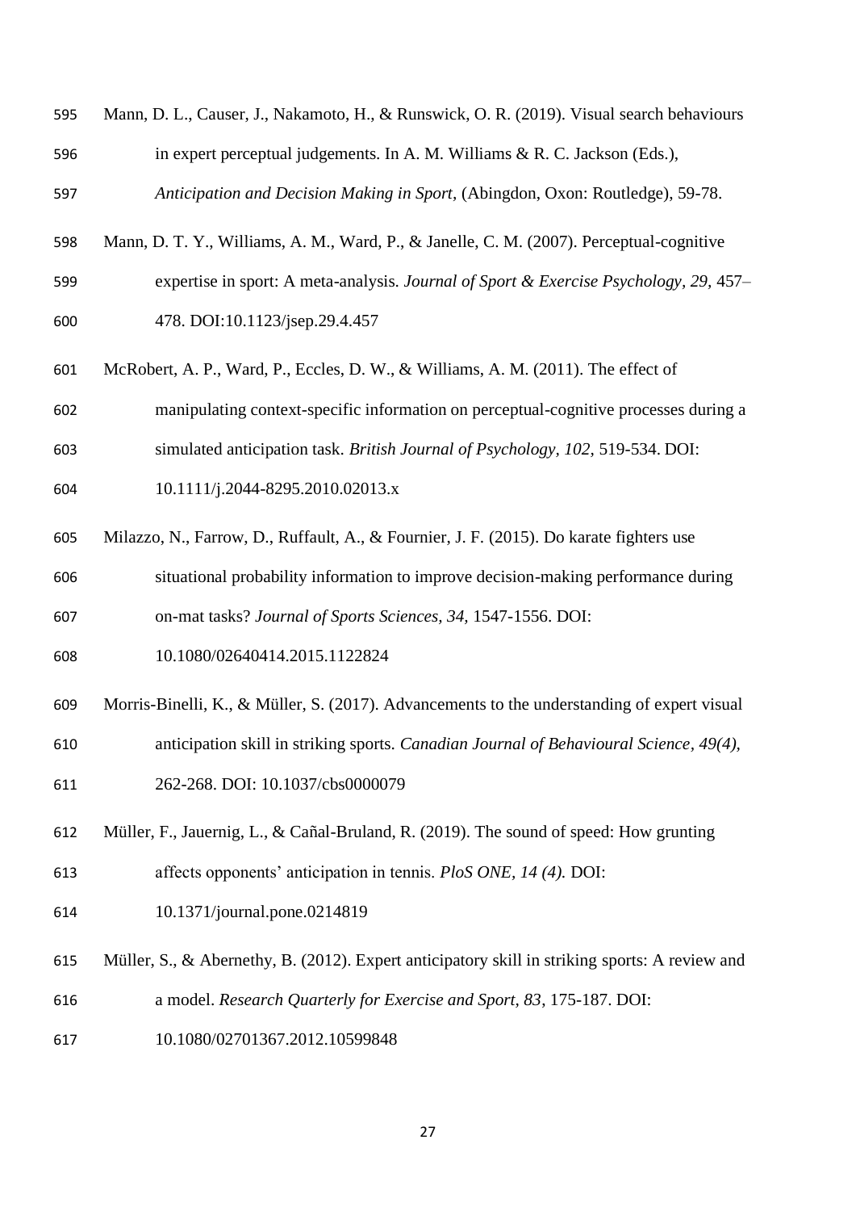Mann, D. L., Causer, J., Nakamoto, H., & Runswick, O. R. (2019). Visual search behaviours in expert perceptual judgements. In A. M. Williams & R. C. Jackson (Eds.), *Anticipation and Decision Making in Sport*, (Abingdon, Oxon: Routledge), 59-78.

Mann, D. T. Y., Williams, A. M., Ward, P., & Janelle, C. M. (2007). Perceptual-cognitive expertise in sport: A meta-analysis. *Journal of Sport & Exercise Psychology, 29,* 457–478. DOI:10.1123/jsep.29.4.457

McRobert, A. P., Ward, P., Eccles, D. W., & Williams, A. M. (2011). The effect of manipulating context-specific information on perceptual-cognitive processes during a simulated anticipation task. *British Journal of Psychology, 102,* 519-534. DOI: 10.1111/j.2044-8295.2010.02013.x

Milazzo, N., Farrow, D., Ruffault, A., & Fournier, J. F. (2015). Do karate fighters use situational probability information to improve decision-making performance during on-mat tasks? *Journal of Sports Sciences, 34,* 1547-1556. DOI: 10.1080/02640414.2015.1122824

Morris-Binelli, K., & Müller, S. (2017). Advancements to the understanding of expert visual anticipation skill in striking sports. *Canadian Journal of Behavioural Science, 49(4),* 262-268. DOI: 10.1037/cbs0000079

Müller, F., Jauernig, L., & Cañal-Bruland, R. (2019). The sound of speed: How grunting affects opponents' anticipation in tennis. *PloS ONE, 14 (4).* DOI: 10.1371/journal.pone.0214819

Müller, S., & Abernethy, B. (2012). Expert anticipatory skill in striking sports: A review and a model. *Research Quarterly for Exercise and Sport, 83,* 175-187. DOI: 10.1080/02701367.2012.10599848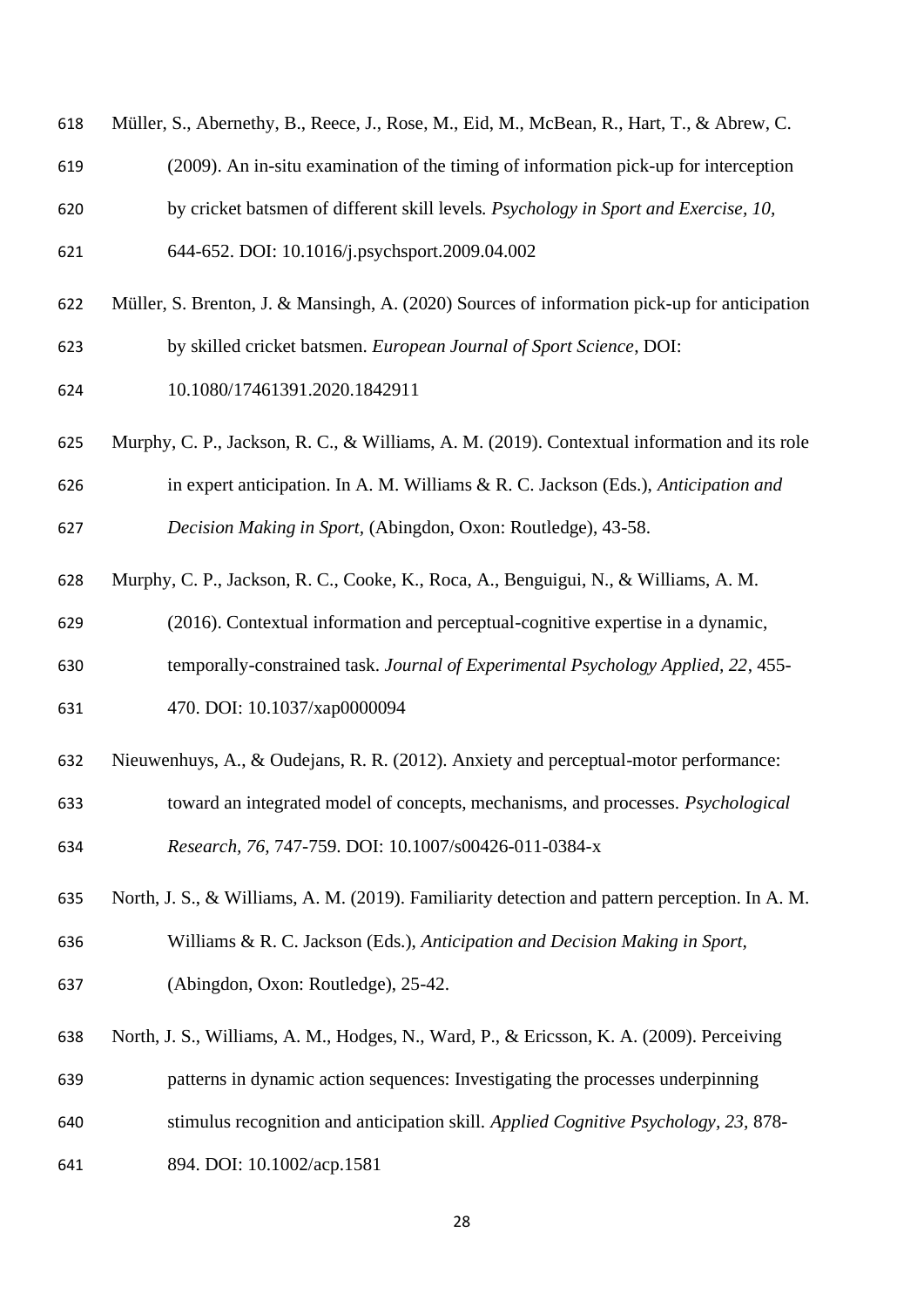Müller, S., Abernethy, B., Reece, J., Rose, M., Eid, M., McBean, R., Hart, T., & Abrew, C. (2009). An in-situ examination of the timing of information pick-up for interception by cricket batsmen of different skill levels. *Psychology in Sport and Exercise*, *10*, 644-652. DOI: 10.1016/j.psychsport.2009.04.002

Müller, S. Brenton, J. & Mansingh, A. (2020) Sources of information pick-up for anticipation by skilled cricket batsmen. *European Journal of Sport Science*, DOI: 10.1080/17461391.2020.1842911

Murphy, C. P., Jackson, R. C., & Williams, A. M. (2019). Contextual information and its role in expert anticipation. In A. M. Williams & R. C. Jackson (Eds.), *Anticipation and Decision Making in Sport*, (Abingdon, Oxon: Routledge), 43-58.

Murphy, C. P., Jackson, R. C., Cooke, K., Roca, A., Benguigui, N., & Williams, A. M. (2016). Contextual information and perceptual-cognitive expertise in a dynamic, temporally-constrained task. *Journal of Experimental Psychology Applied*, *22*, 455-470. DOI: 10.1037/xap0000094

Nieuwenhuys, A., & Oudejans, R. R. (2012). Anxiety and perceptual-motor performance: toward an integrated model of concepts, mechanisms, and processes. *Psychological Research*, *76*, 747-759. DOI: 10.1007/s00426-011-0384-x

North, J. S., & Williams, A. M. (2019). Familiarity detection and pattern perception. In A. M. Williams & R. C. Jackson (Eds.), *Anticipation and Decision Making in Sport*, (Abingdon, Oxon: Routledge), 25-42.

North, J. S., Williams, A. M., Hodges, N., Ward, P., & Ericsson, K. A. (2009). Perceiving patterns in dynamic action sequences: Investigating the processes underpinning stimulus recognition and anticipation skill. *Applied Cognitive Psychology*, *23*, 878-894. DOI: 10.1002/acp.1581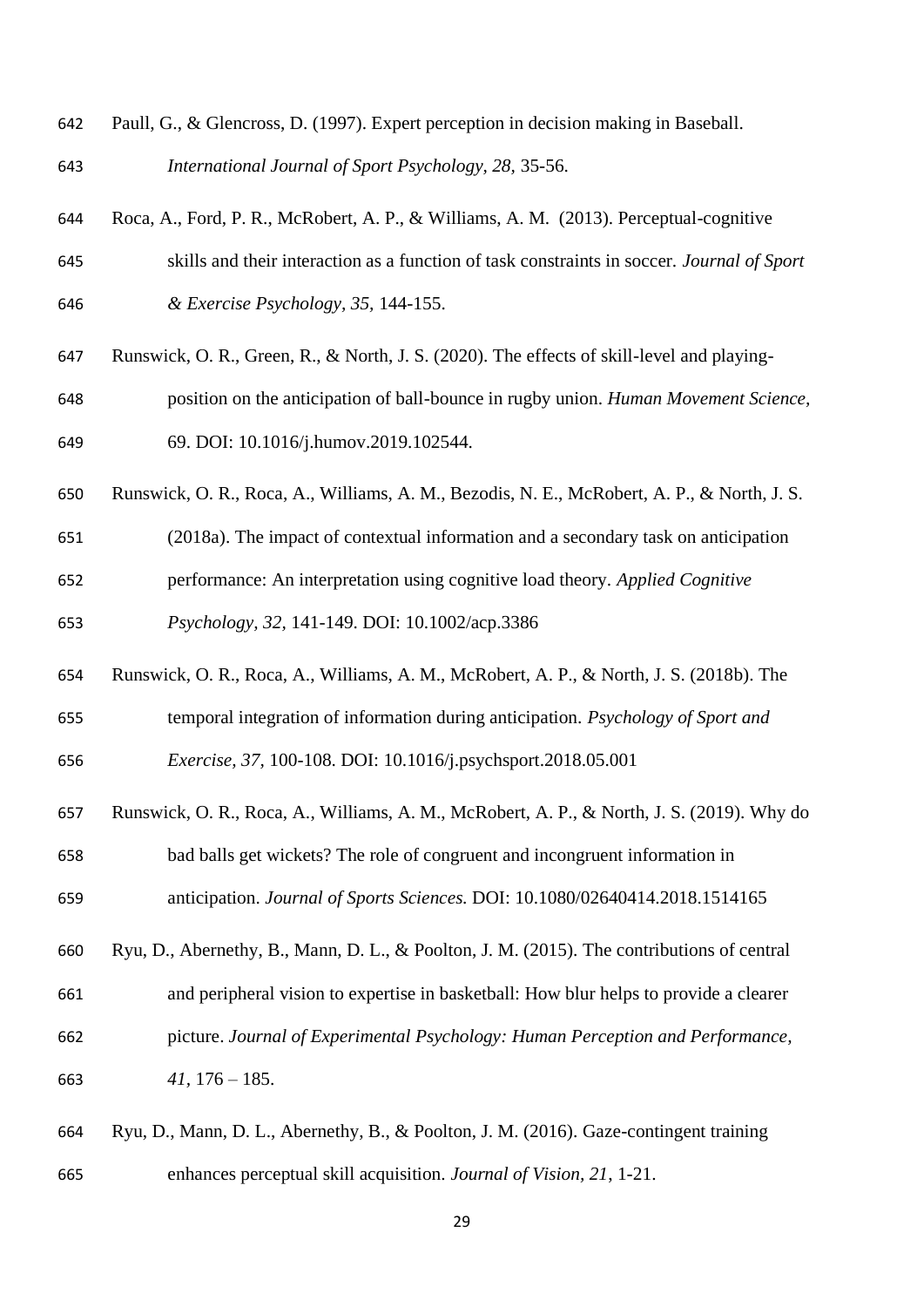Paull, G., & Glencross, D. (1997). Expert perception in decision making in Baseball. *International Journal of Sport Psychology, 28,* 35-56.

Roca, A., Ford, P. R., McRobert, A. P., & Williams, A. M. (2013). Perceptual-cognitive skills and their interaction as a function of task constraints in soccer. *Journal of Sport & Exercise Psychology, 35,* 144-155.

Runswick, O. R., Green, R., & North, J. S. (2020). The effects of skill-level and playing-position on the anticipation of ball-bounce in rugby union. *Human Movement Science,* 69. DOI: 10.1016/j.humov.2019.102544.

Runswick, O. R., Roca, A., Williams, A. M., Bezodis, N. E., McRobert, A. P., & North, J. S. (2018a). The impact of contextual information and a secondary task on anticipation performance: An interpretation using cognitive load theory. *Applied Cognitive Psychology, 32,* 141-149. DOI: 10.1002/acp.3386

Runswick, O. R., Roca, A., Williams, A. M., McRobert, A. P., & North, J. S. (2018b). The temporal integration of information during anticipation. *Psychology of Sport and Exercise, 37,* 100-108. DOI: 10.1016/j.psychsport.2018.05.001

Runswick, O. R., Roca, A., Williams, A. M., McRobert, A. P., & North, J. S. (2019). Why do bad balls get wickets? The role of congruent and incongruent information in anticipation. *Journal of Sports Sciences.* DOI: 10.1080/02640414.2018.1514165

Ryu, D., Abernethy, B., Mann, D. L., & Poolton, J. M. (2015). The contributions of central and peripheral vision to expertise in basketball: How blur helps to provide a clearer picture. *Journal of Experimental Psychology: Human Perception and Performance, 41,* 176 – 185.

Ryu, D., Mann, D. L., Abernethy, B., & Poolton, J. M. (2016). Gaze-contingent training enhances perceptual skill acquisition. *Journal of Vision, 21,* 1-21.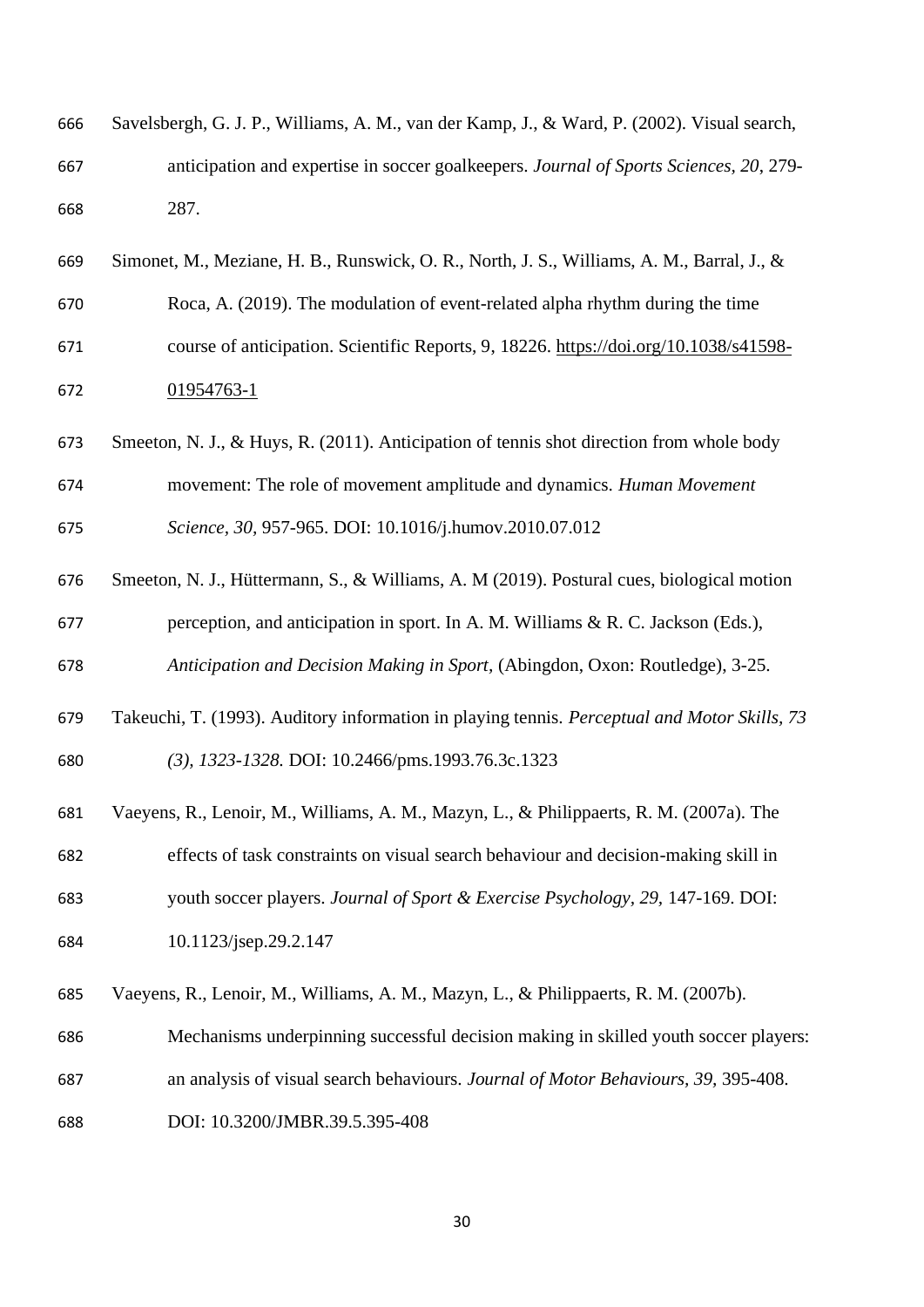Savelsbergh, G. J. P., Williams, A. M., van der Kamp, J., & Ward, P. (2002). Visual search, anticipation and expertise in soccer goalkeepers. *Journal of Sports Sciences*, *20*, 279-287.

Simonet, M., Meziane, H. B., Runswick, O. R., North, J. S., Williams, A. M., Barral, J., & Roca, A. (2019). The modulation of event-related alpha rhythm during the time course of anticipation. Scientific Reports, 9, 18226. https://doi.org/10.1038/s41598-01954763-1

Smeeton, N. J., & Huys, R. (2011). Anticipation of tennis shot direction from whole body movement: The role of movement amplitude and dynamics. *Human Movement Science*, *30*, 957-965. DOI: 10.1016/j.humov.2010.07.012

Smeeton, N. J., Hüttermann, S., & Williams, A. M (2019). Postural cues, biological motion perception, and anticipation in sport. In A. M. Williams & R. C. Jackson (Eds.), *Anticipation and Decision Making in Sport*, (Abingdon, Oxon: Routledge), 3-25.

Takeuchi, T. (1993). Auditory information in playing tennis. *Perceptual and Motor Skills, 73 (3), 1323-1328.* DOI: 10.2466/pms.1993.76.3c.1323

Vaeyens, R., Lenoir, M., Williams, A. M., Mazyn, L., & Philippaerts, R. M. (2007a). The effects of task constraints on visual search behaviour and decision-making skill in youth soccer players. *Journal of Sport & Exercise Psychology*, *29*, 147-169. DOI: 10.1123/jsep.29.2.147

Vaeyens, R., Lenoir, M., Williams, A. M., Mazyn, L., & Philippaerts, R. M. (2007b). Mechanisms underpinning successful decision making in skilled youth soccer players: an analysis of visual search behaviours. *Journal of Motor Behaviours*, *39*, 395-408. DOI: 10.3200/JMBR.39.5.395-408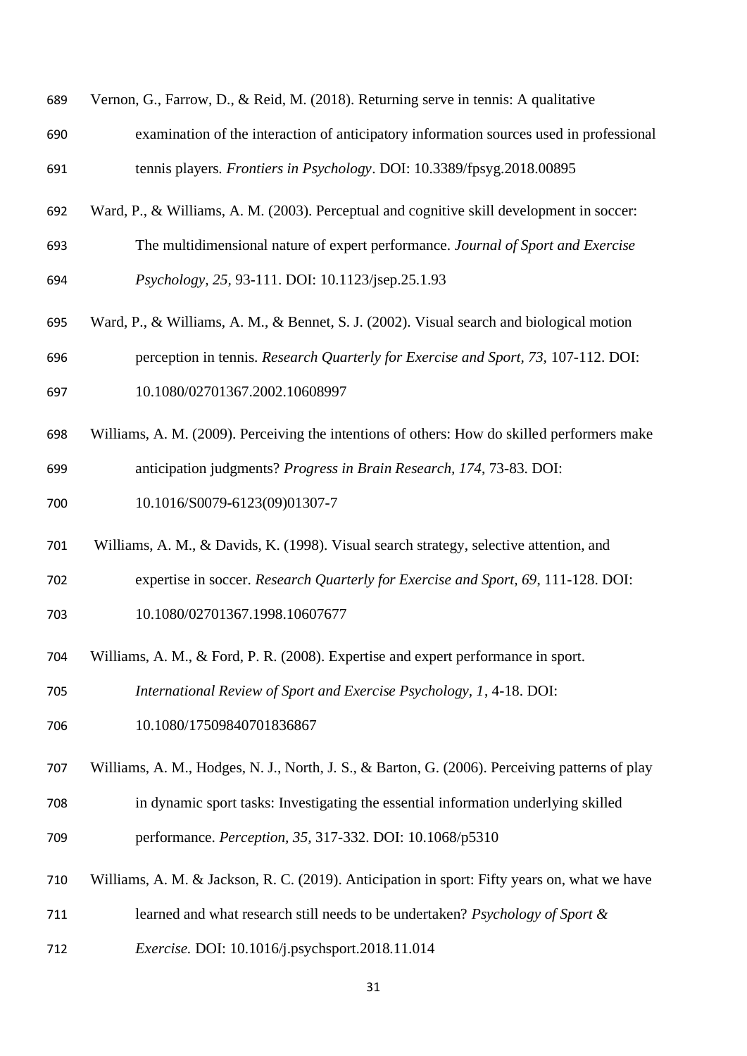Vernon, G., Farrow, D., & Reid, M. (2018). Returning serve in tennis: A qualitative examination of the interaction of anticipatory information sources used in professional tennis players. *Frontiers in Psychology*. DOI: 10.3389/fpsyg.2018.00895

Ward, P., & Williams, A. M. (2003). Perceptual and cognitive skill development in soccer: The multidimensional nature of expert performance. *Journal of Sport and Exercise Psychology, 25,* 93-111. DOI: 10.1123/jsep.25.1.93

Ward, P., & Williams, A. M., & Bennet, S. J. (2002). Visual search and biological motion perception in tennis. *Research Quarterly for Exercise and Sport, 73,* 107-112. DOI: 10.1080/02701367.2002.10608997

Williams, A. M. (2009). Perceiving the intentions of others: How do skilled performers make anticipation judgments? *Progress in Brain Research, 174,* 73-83. DOI: 10.1016/S0079-6123(09)01307-7

Williams, A. M., & Davids, K. (1998). Visual search strategy, selective attention, and expertise in soccer. *Research Quarterly for Exercise and Sport, 69,* 111-128. DOI: 10.1080/02701367.1998.10607677

Williams, A. M., & Ford, P. R. (2008). Expertise and expert performance in sport. *International Review of Sport and Exercise Psychology, 1*, 4-18. DOI: 10.1080/17509840701836867

Williams, A. M., Hodges, N. J., North, J. S., & Barton, G. (2006). Perceiving patterns of play in dynamic sport tasks: Investigating the essential information underlying skilled performance. *Perception, 35,* 317-332. DOI: 10.1068/p5310

Williams, A. M. & Jackson, R. C. (2019). Anticipation in sport: Fifty years on, what we have learned and what research still needs to be undertaken? *Psychology of Sport & Exercise.* DOI: 10.1016/j.psychsport.2018.11.014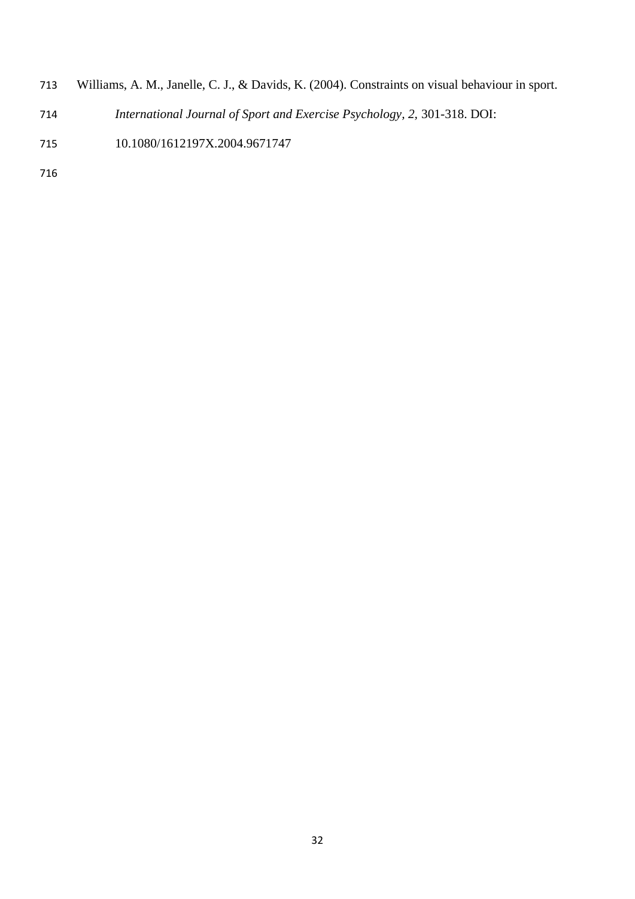Williams, A. M., Janelle, C. J., & Davids, K. (2004). Constraints on visual behaviour in sport. *International Journal of Sport and Exercise Psychology, 2,* 301-318. DOI: 10.1080/1612197X.2004.9671747